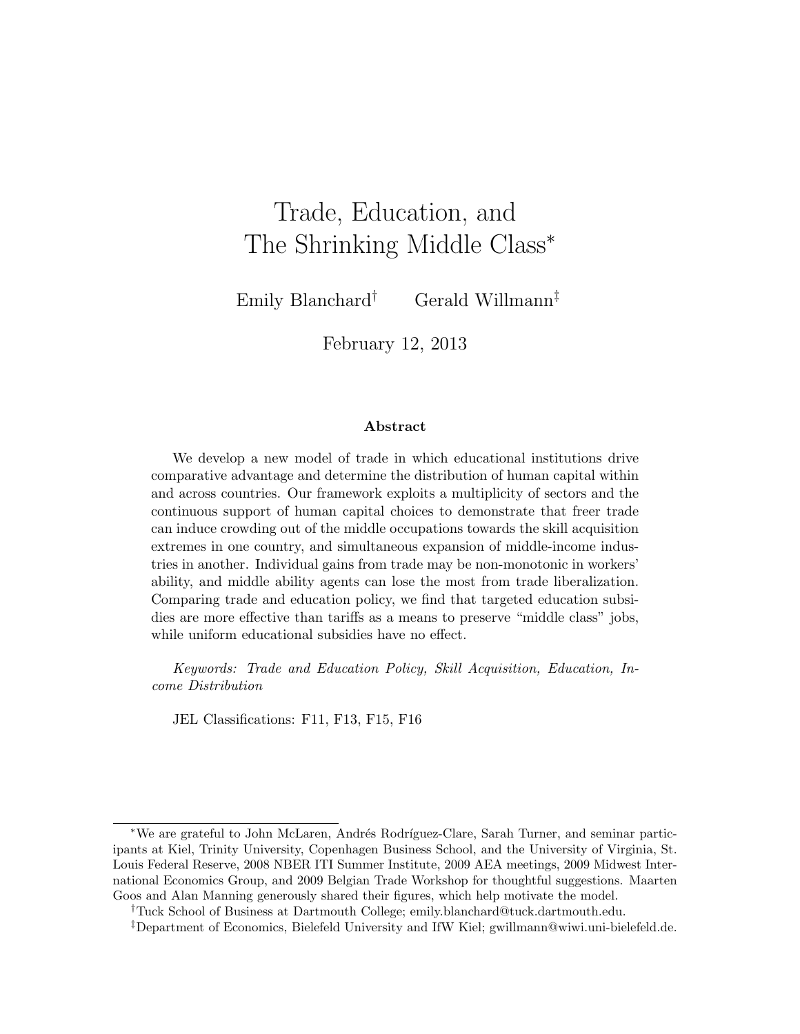# Trade, Education, and The Shrinking Middle Class*

Emily Blanchard[†] Gerald Willmann[‡]

February 12, 2013

### Abstract

We develop a new model of trade in which educational institutions drive comparative advantage and determine the distribution of human capital within and across countries. Our framework exploits a multiplicity of sectors and the continuous support of human capital choices to demonstrate that freer trade can induce crowding out of the middle occupations towards the skill acquisition extremes in one country, and simultaneous expansion of middle-income industries in another. Individual gains from trade may be non-monotonic in workers' ability, and middle ability agents can lose the most from trade liberalization. Comparing trade and education policy, we find that targeted education subsidies are more effective than tariffs as a means to preserve "middle class" jobs, while uniform educational subsidies have no effect.

*Keywords: Trade and Education Policy, Skill Acquisition, Education, Income Distribution*

JEL Classifications: F11, F13, F15, F16

---

*We are grateful to John McLaren, Andrés Rodríguez-Clare, Sarah Turner, and seminar participants at Kiel, Trinity University, Copenhagen Business School, and the University of Virginia, St. Louis Federal Reserve, 2008 NBER ITI Summer Institute, 2009 AEA meetings, 2009 Midwest International Economics Group, and 2009 Belgian Trade Workshop for thoughtful suggestions. Maarten Goos and Alan Manning generously shared their figures, which help motivate the model.

[†]Tuck School of Business at Dartmouth College; emily.blanchard@tuck.dartmouth.edu.

[‡]Department of Economics, Bielefeld University and IfW Kiel; gwillmann@wiwi.uni-bielefeld.de.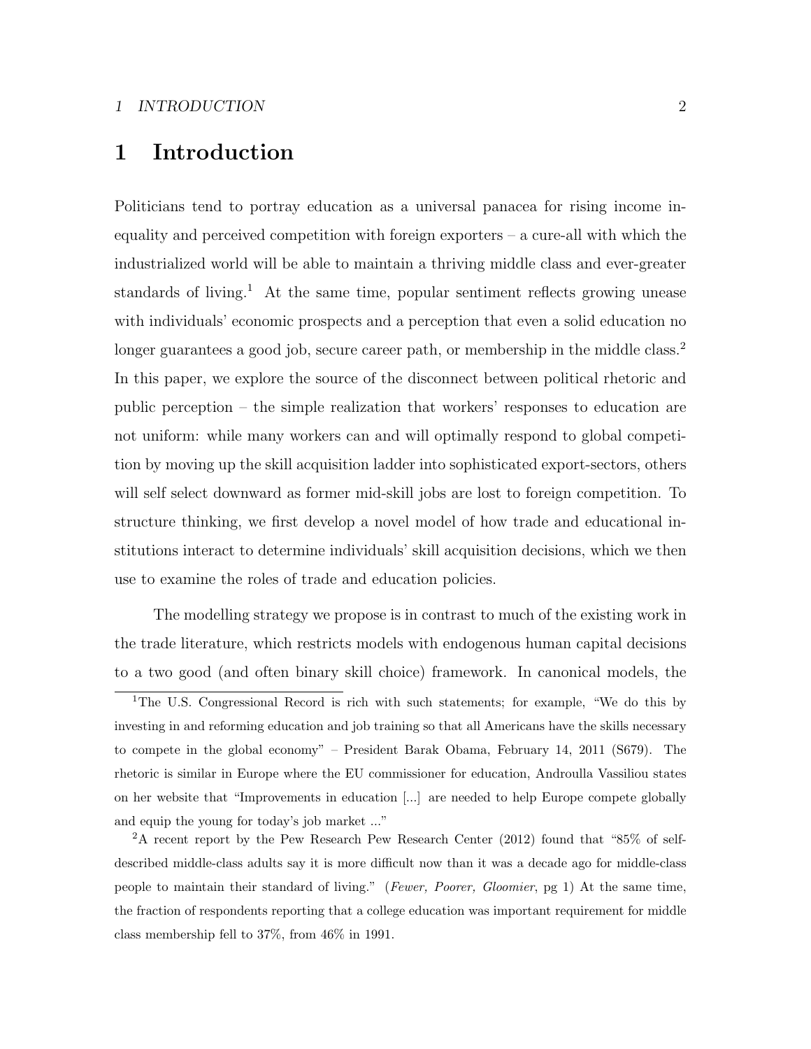# 1 Introduction

Politicians tend to portray education as a universal panacea for rising income inequality and perceived competition with foreign exporters – a cure-all with which the industrialized world will be able to maintain a thriving middle class and ever-greater standards of living.[1] At the same time, popular sentiment reflects growing unease with individuals' economic prospects and a perception that even a solid education no longer guarantees a good job, secure career path, or membership in the middle class.[2] In this paper, we explore the source of the disconnect between political rhetoric and public perception – the simple realization that workers' responses to education are not uniform: while many workers can and will optimally respond to global competition by moving up the skill acquisition ladder into sophisticated export-sectors, others will self select downward as former mid-skill jobs are lost to foreign competition. To structure thinking, we first develop a novel model of how trade and educational institutions interact to determine individuals' skill acquisition decisions, which we then use to examine the roles of trade and education policies.

The modelling strategy we propose is in contrast to much of the existing work in the trade literature, which restricts models with endogenous human capital decisions to a two good (and often binary skill choice) framework. In canonical models, the

---

[1] The U.S. Congressional Record is rich with such statements; for example, "We do this by investing in and reforming education and job training so that all Americans have the skills necessary to compete in the global economy" – President Barak Obama, February 14, 2011 (S679). The rhetoric is similar in Europe where the EU commissioner for education, Androulla Vassiliou states on her website that "Improvements in education [...] are needed to help Europe compete globally and equip the young for today's job market ..."

[2] A recent report by the Pew Research Pew Research Center (2012) found that "85% of self-described middle-class adults say it is more difficult now than it was a decade ago for middle-class people to maintain their standard of living." (*Fewer, Poorer, Gloomier*, pg 1) At the same time, the fraction of respondents reporting that a college education was important requirement for middle class membership fell to 37%, from 46% in 1991.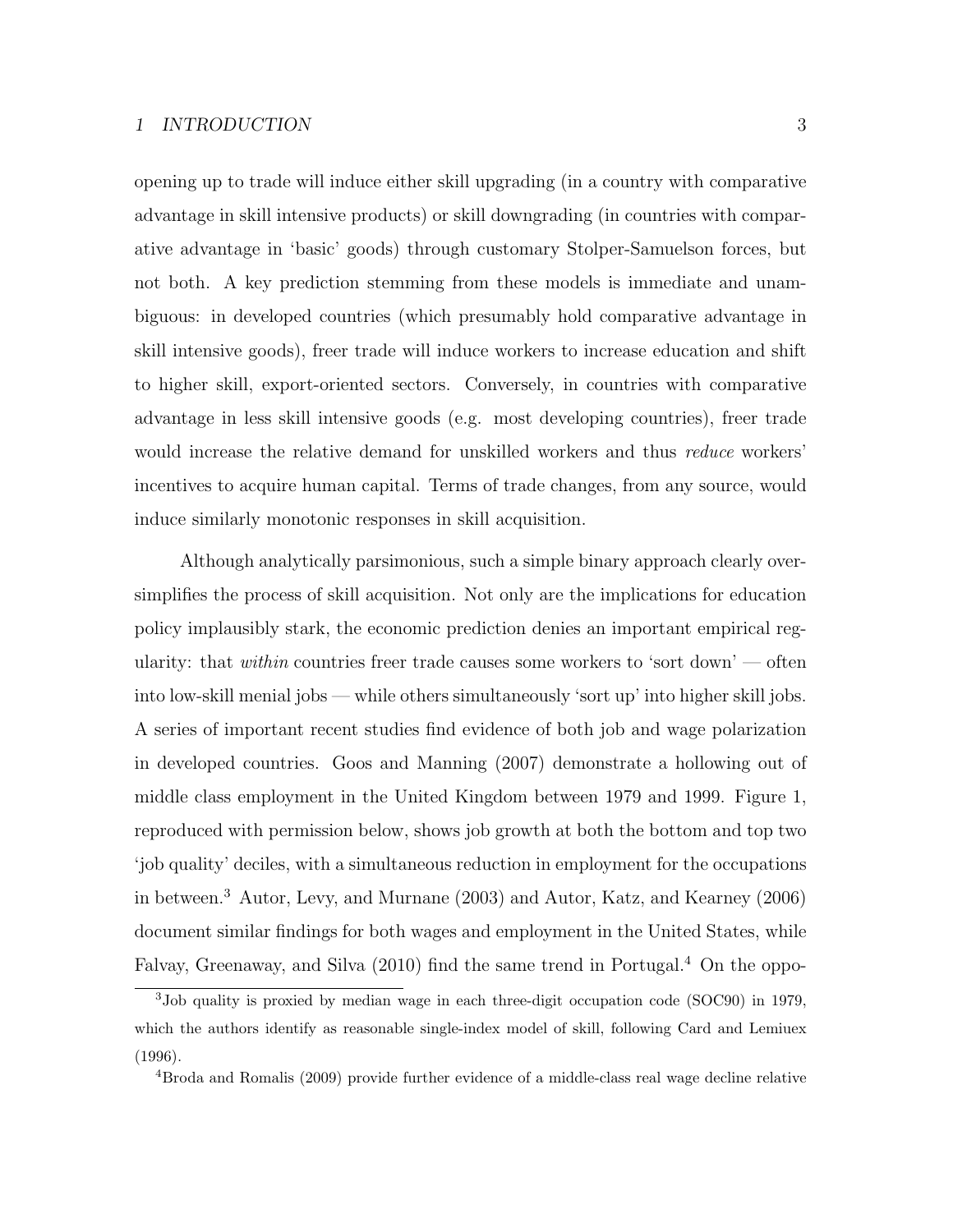opening up to trade will induce either skill upgrading (in a country with comparative advantage in skill intensive products) or skill downgrading (in countries with comparative advantage in 'basic' goods) through customary Stolper-Samuelson forces, but not both. A key prediction stemming from these models is immediate and unambiguous: in developed countries (which presumably hold comparative advantage in skill intensive goods), freer trade will induce workers to increase education and shift to higher skill, export-oriented sectors. Conversely, in countries with comparative advantage in less skill intensive goods (e.g. most developing countries), freer trade would increase the relative demand for unskilled workers and thus *reduce* workers' incentives to acquire human capital. Terms of trade changes, from any source, would induce similarly monotonic responses in skill acquisition.

Although analytically parsimonious, such a simple binary approach clearly oversimplifies the process of skill acquisition. Not only are the implications for education policy implausibly stark, the economic prediction denies an important empirical regularity: that *within* countries freer trade causes some workers to 'sort down' — often into low-skill menial jobs — while others simultaneously 'sort up' into higher skill jobs. A series of important recent studies find evidence of both job and wage polarization in developed countries. Goos and Manning (2007) demonstrate a hollowing out of middle class employment in the United Kingdom between 1979 and 1999. Figure 1, reproduced with permission below, shows job growth at both the bottom and top two 'job quality' deciles, with a simultaneous reduction in employment for the occupations in between.[3] Autor, Levy, and Murnane (2003) and Autor, Katz, and Kearney (2006) document similar findings for both wages and employment in the United States, while Falvay, Greenaway, and Silva (2010) find the same trend in Portugal.[4] On the oppo-

[3]Job quality is proxied by median wage in each three-digit occupation code (SOC90) in 1979, which the authors identify as reasonable single-index model of skill, following Card and Lemiuex (1996).

[4]Broda and Romalis (2009) provide further evidence of a middle-class real wage decline relative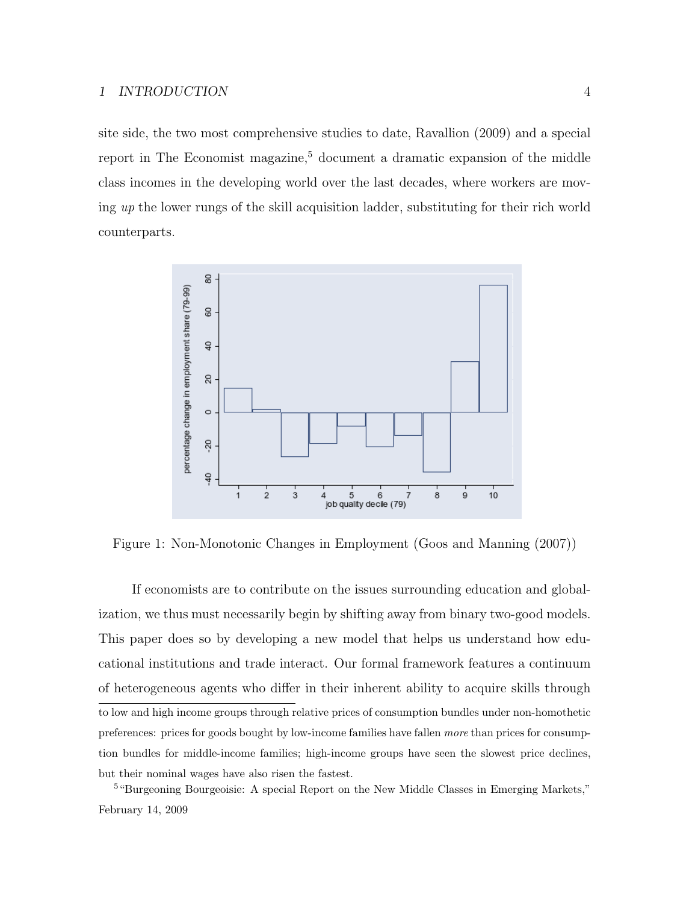site side, the two most comprehensive studies to date, Ravallion (2009) and a special report in The Economist magazine,[5] document a dramatic expansion of the middle class incomes in the developing world over the last decades, where workers are moving *up* the lower rungs of the skill acquisition ladder, substituting for their rich world counterparts.

Figure 1: Non-Monotonic Changes in Employment (Goos and Manning (2007))

If economists are to contribute on the issues surrounding education and globalization, we thus must necessarily begin by shifting away from binary two-good models. This paper does so by developing a new model that helps us understand how educational institutions and trade interact. Our formal framework features a continuum of heterogeneous agents who differ in their inherent ability to acquire skills through

to low and high income groups through relative prices of consumption bundles under non-homothetic preferences: prices for goods bought by low-income families have fallen *more* than prices for consumption bundles for middle-income families; high-income groups have seen the slowest price declines, but their nominal wages have also risen the fastest.

[5] "Burgeoning Bourgeoisie: A special Report on the New Middle Classes in Emerging Markets," February 14, 2009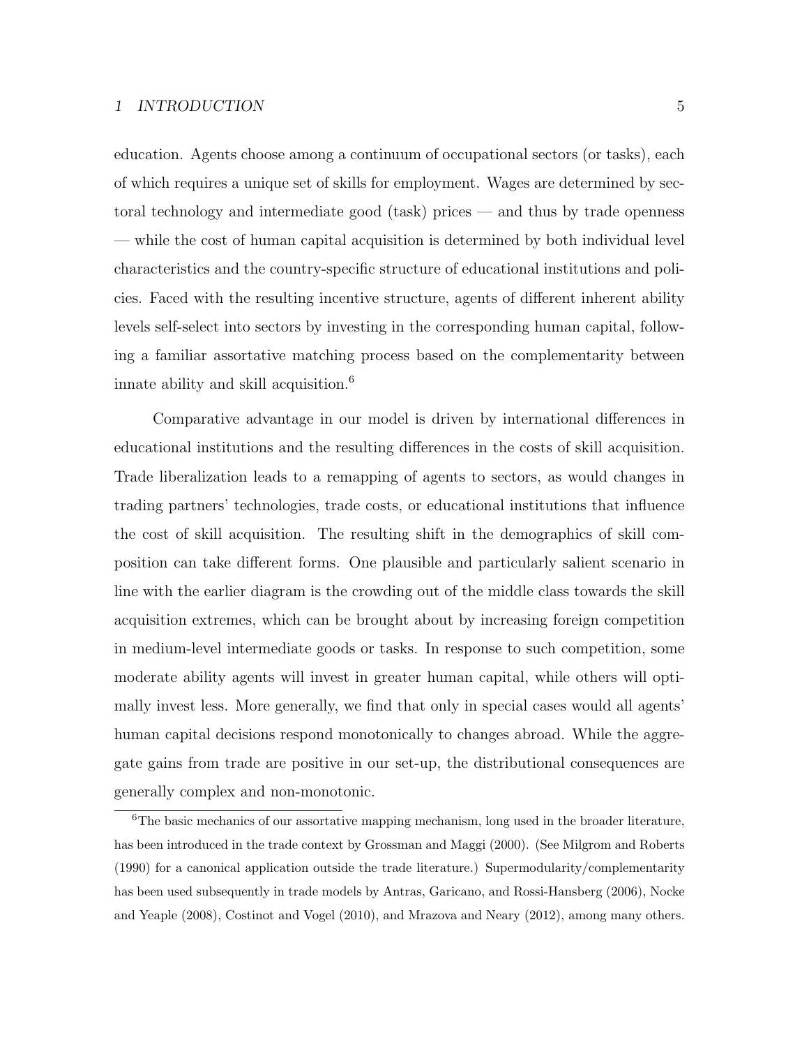education. Agents choose among a continuum of occupational sectors (or tasks), each of which requires a unique set of skills for employment. Wages are determined by sectoral technology and intermediate good (task) prices — and thus by trade openness — while the cost of human capital acquisition is determined by both individual level characteristics and the country-specific structure of educational institutions and policies. Faced with the resulting incentive structure, agents of different inherent ability levels self-select into sectors by investing in the corresponding human capital, following a familiar assortative matching process based on the complementarity between innate ability and skill acquisition.[6]

Comparative advantage in our model is driven by international differences in educational institutions and the resulting differences in the costs of skill acquisition. Trade liberalization leads to a remapping of agents to sectors, as would changes in trading partners' technologies, trade costs, or educational institutions that influence the cost of skill acquisition. The resulting shift in the demographics of skill composition can take different forms. One plausible and particularly salient scenario in line with the earlier diagram is the crowding out of the middle class towards the skill acquisition extremes, which can be brought about by increasing foreign competition in medium-level intermediate goods or tasks. In response to such competition, some moderate ability agents will invest in greater human capital, while others will optimally invest less. More generally, we find that only in special cases would all agents' human capital decisions respond monotonically to changes abroad. While the aggregate gains from trade are positive in our set-up, the distributional consequences are generally complex and non-monotonic.

[6]The basic mechanics of our assortative mapping mechanism, long used in the broader literature, has been introduced in the trade context by Grossman and Maggi (2000). (See Milgrom and Roberts (1990) for a canonical application outside the trade literature.) Supermodularity/complementarity has been used subsequently in trade models by Antras, Garicano, and Rossi-Hansberg (2006), Nocke and Yeaple (2008), Costinot and Vogel (2010), and Mrazova and Neary (2012), among many others.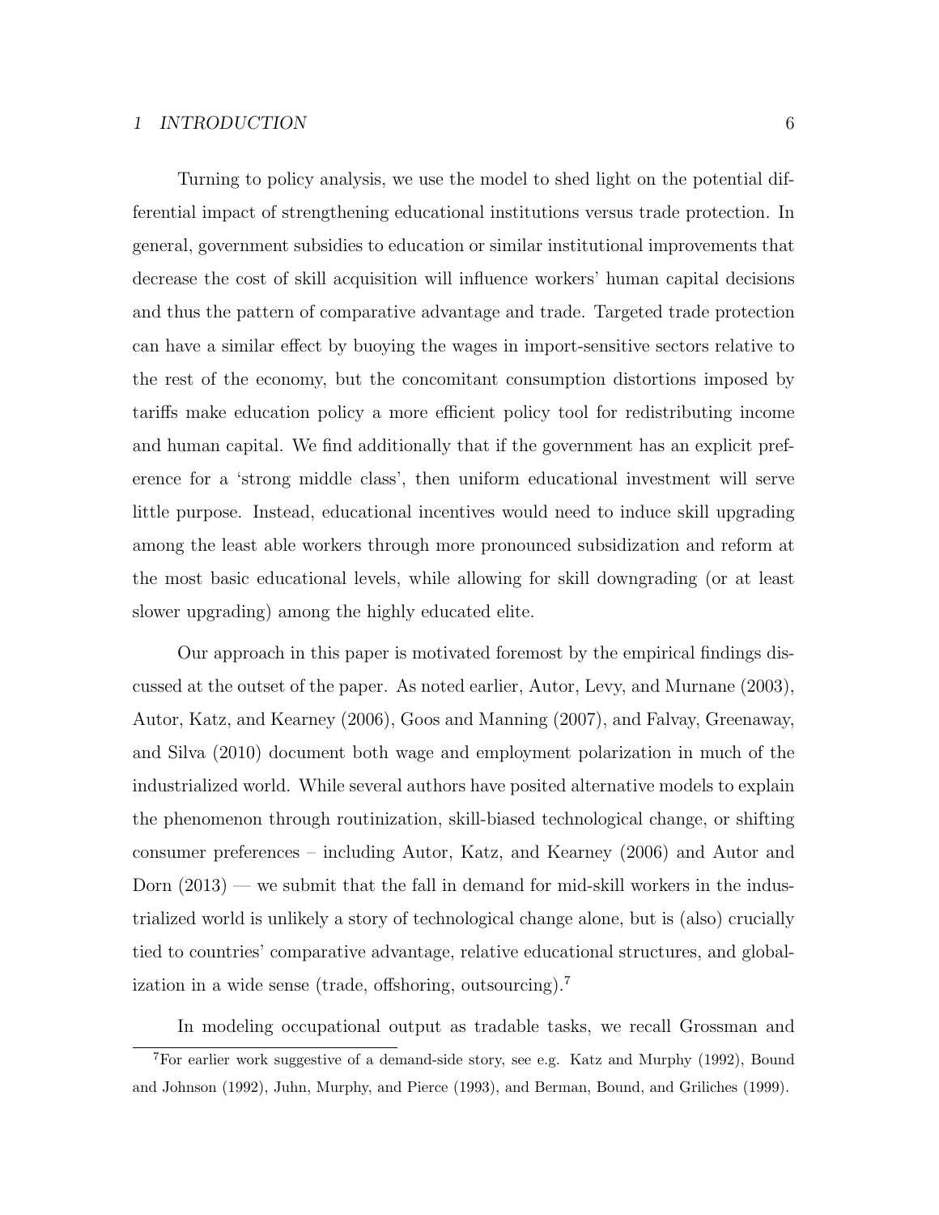Turning to policy analysis, we use the model to shed light on the potential differential impact of strengthening educational institutions versus trade protection. In general, government subsidies to education or similar institutional improvements that decrease the cost of skill acquisition will influence workers' human capital decisions and thus the pattern of comparative advantage and trade. Targeted trade protection can have a similar effect by buoying the wages in import-sensitive sectors relative to the rest of the economy, but the concomitant consumption distortions imposed by tariffs make education policy a more efficient policy tool for redistributing income and human capital. We find additionally that if the government has an explicit preference for a 'strong middle class', then uniform educational investment will serve little purpose. Instead, educational incentives would need to induce skill upgrading among the least able workers through more pronounced subsidization and reform at the most basic educational levels, while allowing for skill downgrading (or at least slower upgrading) among the highly educated elite.

Our approach in this paper is motivated foremost by the empirical findings discussed at the outset of the paper. As noted earlier, Autor, Levy, and Murnane (2003), Autor, Katz, and Kearney (2006), Goos and Manning (2007), and Falvay, Greenaway, and Silva (2010) document both wage and employment polarization in much of the industrialized world. While several authors have posited alternative models to explain the phenomenon through routinization, skill-biased technological change, or shifting consumer preferences – including Autor, Katz, and Kearney (2006) and Autor and Dorn (2013) — we submit that the fall in demand for mid-skill workers in the industrialized world is unlikely a story of technological change alone, but is (also) crucially tied to countries' comparative advantage, relative educational structures, and globalization in a wide sense (trade, offshoring, outsourcing).[7]

In modeling occupational output as tradable tasks, we recall Grossman and

[7]For earlier work suggestive of a demand-side story, see e.g. Katz and Murphy (1992), Bound and Johnson (1992), Juhn, Murphy, and Pierce (1993), and Berman, Bound, and Griliches (1999).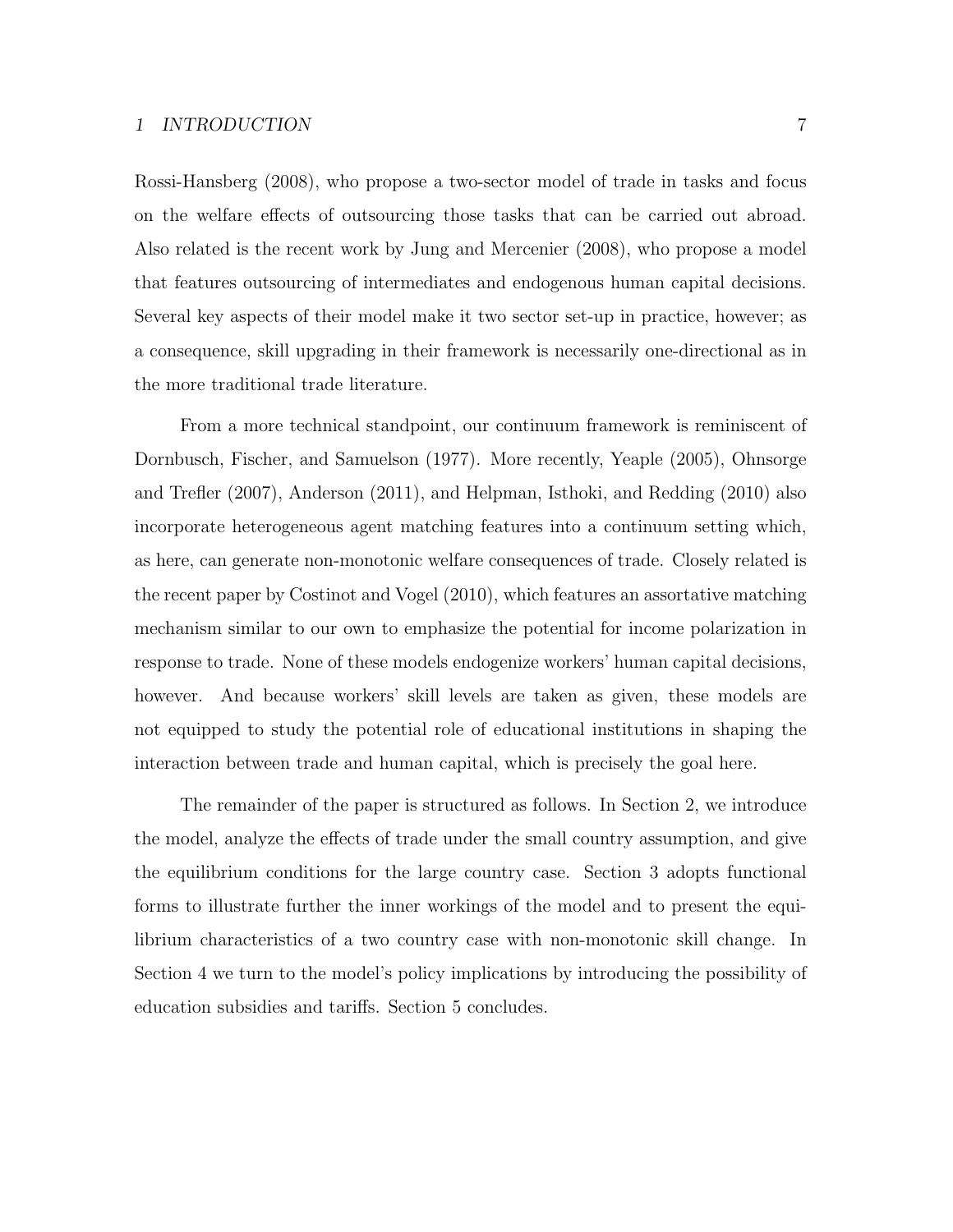Rossi-Hansberg (2008), who propose a two-sector model of trade in tasks and focus on the welfare effects of outsourcing those tasks that can be carried out abroad. Also related is the recent work by Jung and Mercenier (2008), who propose a model that features outsourcing of intermediates and endogenous human capital decisions. Several key aspects of their model make it two sector set-up in practice, however; as a consequence, skill upgrading in their framework is necessarily one-directional as in the more traditional trade literature.

From a more technical standpoint, our continuum framework is reminiscent of Dornbusch, Fischer, and Samuelson (1977). More recently, Yeaple (2005), Ohnsorge and Trefler (2007), Anderson (2011), and Helpman, Isthoki, and Redding (2010) also incorporate heterogeneous agent matching features into a continuum setting which, as here, can generate non-monotonic welfare consequences of trade. Closely related is the recent paper by Costinot and Vogel (2010), which features an assortative matching mechanism similar to our own to emphasize the potential for income polarization in response to trade. None of these models endogenize workers' human capital decisions, however. And because workers' skill levels are taken as given, these models are not equipped to study the potential role of educational institutions in shaping the interaction between trade and human capital, which is precisely the goal here.

The remainder of the paper is structured as follows. In Section 2, we introduce the model, analyze the effects of trade under the small country assumption, and give the equilibrium conditions for the large country case. Section 3 adopts functional forms to illustrate further the inner workings of the model and to present the equilibrium characteristics of a two country case with non-monotonic skill change. In Section 4 we turn to the model's policy implications by introducing the possibility of education subsidies and tariffs. Section 5 concludes.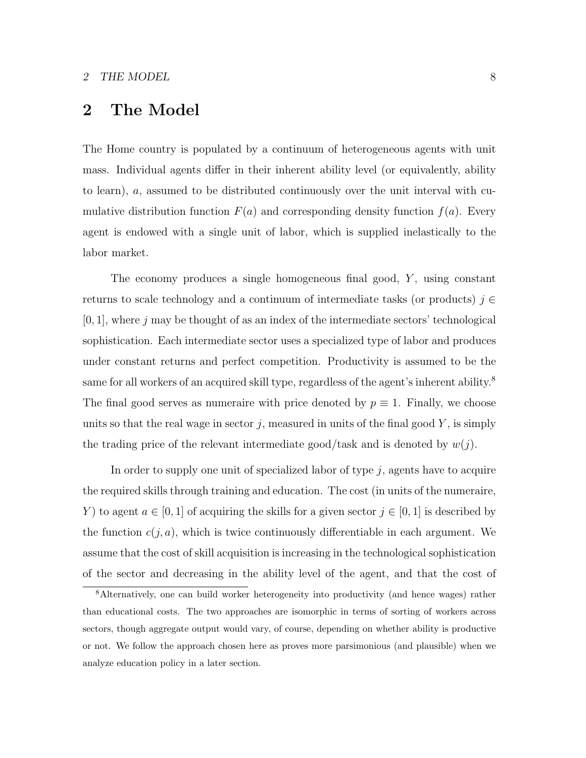# 2 The Model

The Home country is populated by a continuum of heterogeneous agents with unit mass. Individual agents differ in their inherent ability level (or equivalently, ability to learn), $a$, assumed to be distributed continuously over the unit interval with cumulative distribution function $F(a)$ and corresponding density function $f(a)$. Every agent is endowed with a single unit of labor, which is supplied inelastically to the labor market.

The economy produces a single homogeneous final good, $Y$, using constant returns to scale technology and a continuum of intermediate tasks (or products) $j \in [0, 1]$, where $j$ may be thought of as an index of the intermediate sectors' technological sophistication. Each intermediate sector uses a specialized type of labor and produces under constant returns and perfect competition. Productivity is assumed to be the same for all workers of an acquired skill type, regardless of the agent's inherent ability.[8] The final good serves as numeraire with price denoted by $p \equiv 1$. Finally, we choose units so that the real wage in sector $j$, measured in units of the final good $Y$, is simply the trading price of the relevant intermediate good/task and is denoted by $w(j)$.

In order to supply one unit of specialized labor of type $j$, agents have to acquire the required skills through training and education. The cost (in units of the numeraire, $Y$) to agent $a \in [0, 1]$ of acquiring the skills for a given sector $j \in [0, 1]$ is described by the function $c(j, a)$, which is twice continuously differentiable in each argument. We assume that the cost of skill acquisition is increasing in the technological sophistication of the sector and decreasing in the ability level of the agent, and that the cost of

[8] Alternatively, one can build worker heterogeneity into productivity (and hence wages) rather than educational costs. The two approaches are isomorphic in terms of sorting of workers across sectors, though aggregate output would vary, of course, depending on whether ability is productive or not. We follow the approach chosen here as proves more parsimonious (and plausible) when we analyze education policy in a later section.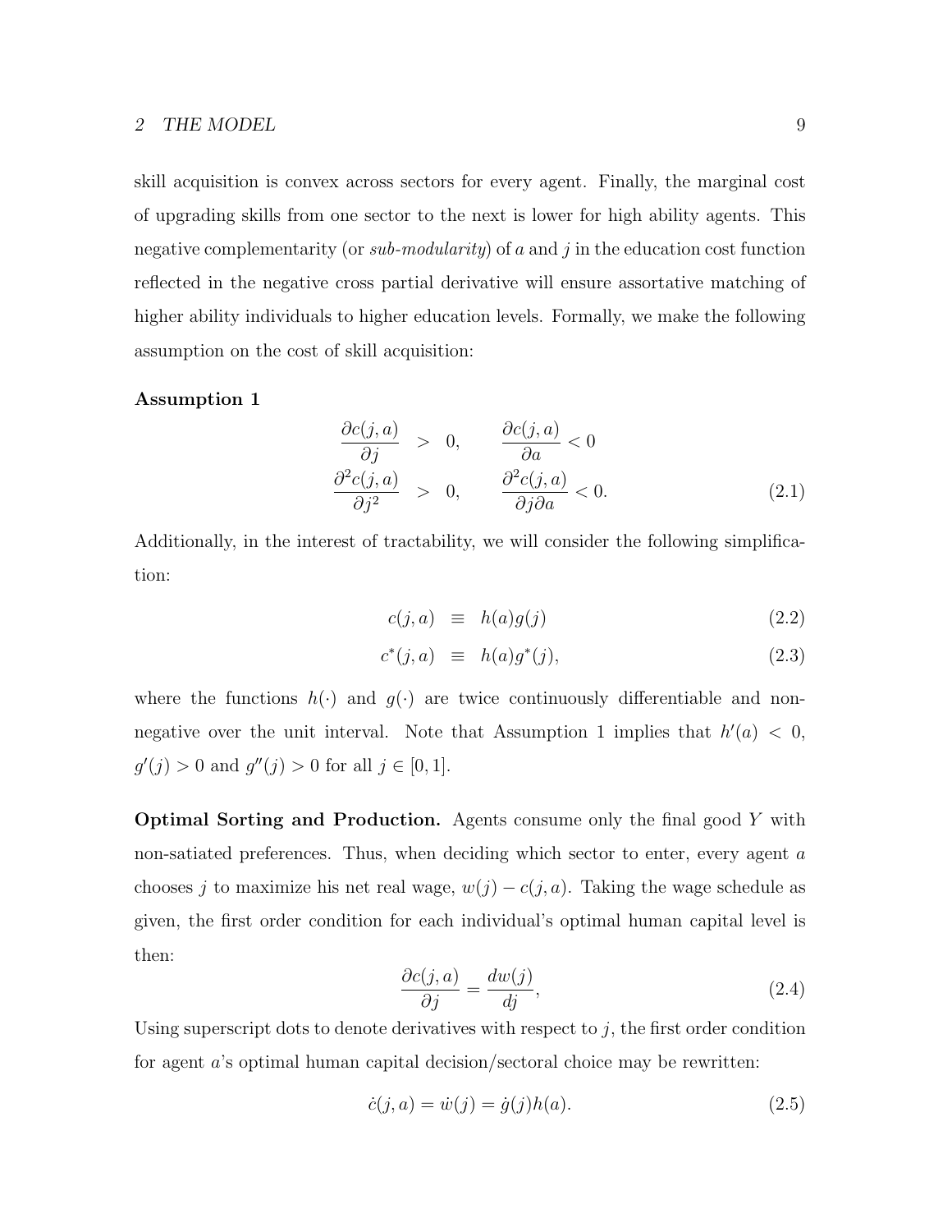skill acquisition is convex across sectors for every agent. Finally, the marginal cost of upgrading skills from one sector to the next is lower for high ability agents. This negative complementarity (or *sub-modularity*) of $a$ and $j$ in the education cost function reflected in the negative cross partial derivative will ensure assortative matching of higher ability individuals to higher education levels. Formally, we make the following assumption on the cost of skill acquisition:

**Assumption 1**

$$
\begin{aligned}
\frac{\partial c(j,a)}{\partial j} &> 0, \qquad \frac{\partial c(j,a)}{\partial a} < 0 \\
\frac{\partial^2 c(j,a)}{\partial j^2} &> 0, \qquad \frac{\partial^2 c(j,a)}{\partial j \partial a} < 0.
\end{aligned}
\tag{2.1}
$$

Additionally, in the interest of tractability, we will consider the following simplification:

$$
c(j,a) \equiv h(a)g(j) \tag{2.2}
$$

$$
c^*(j,a) \equiv h(a)g^*(j), \tag{2.3}
$$

where the functions $h(\cdot)$ and $g(\cdot)$ are twice continuously differentiable and non-negative over the unit interval. Note that Assumption 1 implies that $h'(a) < 0$, $g'(j) > 0$ and $g''(j) > 0$ for all $j \in [0,1]$.

**Optimal Sorting and Production.** Agents consume only the final good $Y$ with non-satiated preferences. Thus, when deciding which sector to enter, every agent $a$ chooses $j$ to maximize his net real wage, $w(j) - c(j,a)$. Taking the wage schedule as given, the first order condition for each individual's optimal human capital level is then:

$$
\frac{\partial c(j,a)}{\partial j} = \frac{dw(j)}{dj}, \tag{2.4}
$$

Using superscript dots to denote derivatives with respect to $j$, the first order condition for agent $a$'s optimal human capital decision/sectoral choice may be rewritten:

$$
\dot{c}(j,a) = \dot{w}(j) = \dot{g}(j)h(a). \tag{2.5}
$$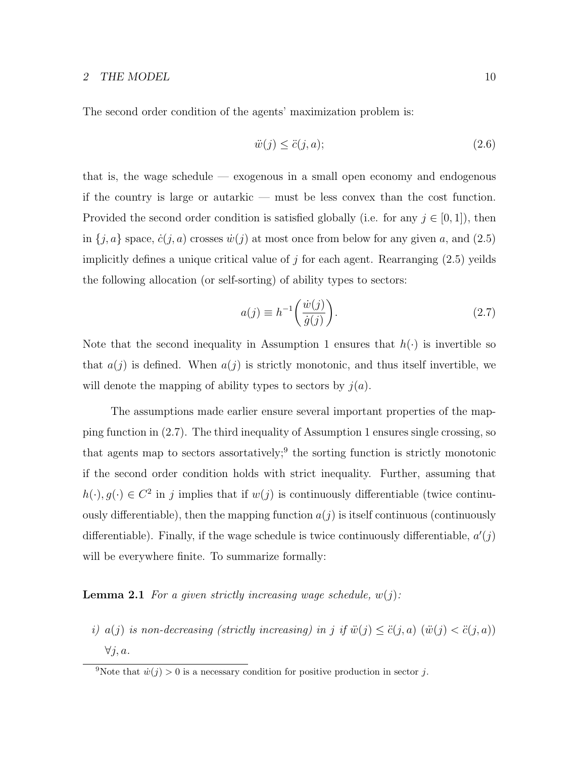The second order condition of the agents' maximization problem is:

$$\ddot{w}(j) \leq \ddot{c}(j,a); \tag{2.6}$$

that is, the wage schedule — exogenous in a small open economy and endogenous if the country is large or autarkic — must be less convex than the cost function. Provided the second order condition is satisfied globally (i.e. for any $j \in [0,1]$), then in $\{j,a\}$ space, $\dot{c}(j,a)$ crosses $\dot{w}(j)$ at most once from below for any given $a$, and (2.5) implicitly defines a unique critical value of $j$ for each agent. Rearranging (2.5) yeilds the following allocation (or self-sorting) of ability types to sectors:

$$a(j) \equiv h^{-1}\left(\frac{\dot{w}(j)}{\dot{g}(j)}\right). \tag{2.7}$$

Note that the second inequality in Assumption 1 ensures that $h(\cdot)$ is invertible so that $a(j)$ is defined. When $a(j)$ is strictly monotonic, and thus itself invertible, we will denote the mapping of ability types to sectors by $j(a)$.

The assumptions made earlier ensure several important properties of the mapping function in (2.7). The third inequality of Assumption 1 ensures single crossing, so that agents map to sectors assortatively;[9] the sorting function is strictly monotonic if the second order condition holds with strict inequality. Further, assuming that $h(\cdot), g(\cdot) \in C^2$ in $j$ implies that if $w(j)$ is continuously differentiable (twice continuously differentiable), then the mapping function $a(j)$ is itself continuous (continuously differentiable). Finally, if the wage schedule is twice continuously differentiable, $a'(j)$ will be everywhere finite. To summarize formally:

**Lemma 2.1** *For a given strictly increasing wage schedule, $w(j)$:*

*i) $a(j)$ is non-decreasing (strictly increasing) in $j$ if $\ddot{w}(j) \leq \ddot{c}(j,a)$ ($\ddot{w}(j) < \ddot{c}(j,a)$) $\forall j, a$.*

[9] Note that $\dot{w}(j) > 0$ is a necessary condition for positive production in sector $j$.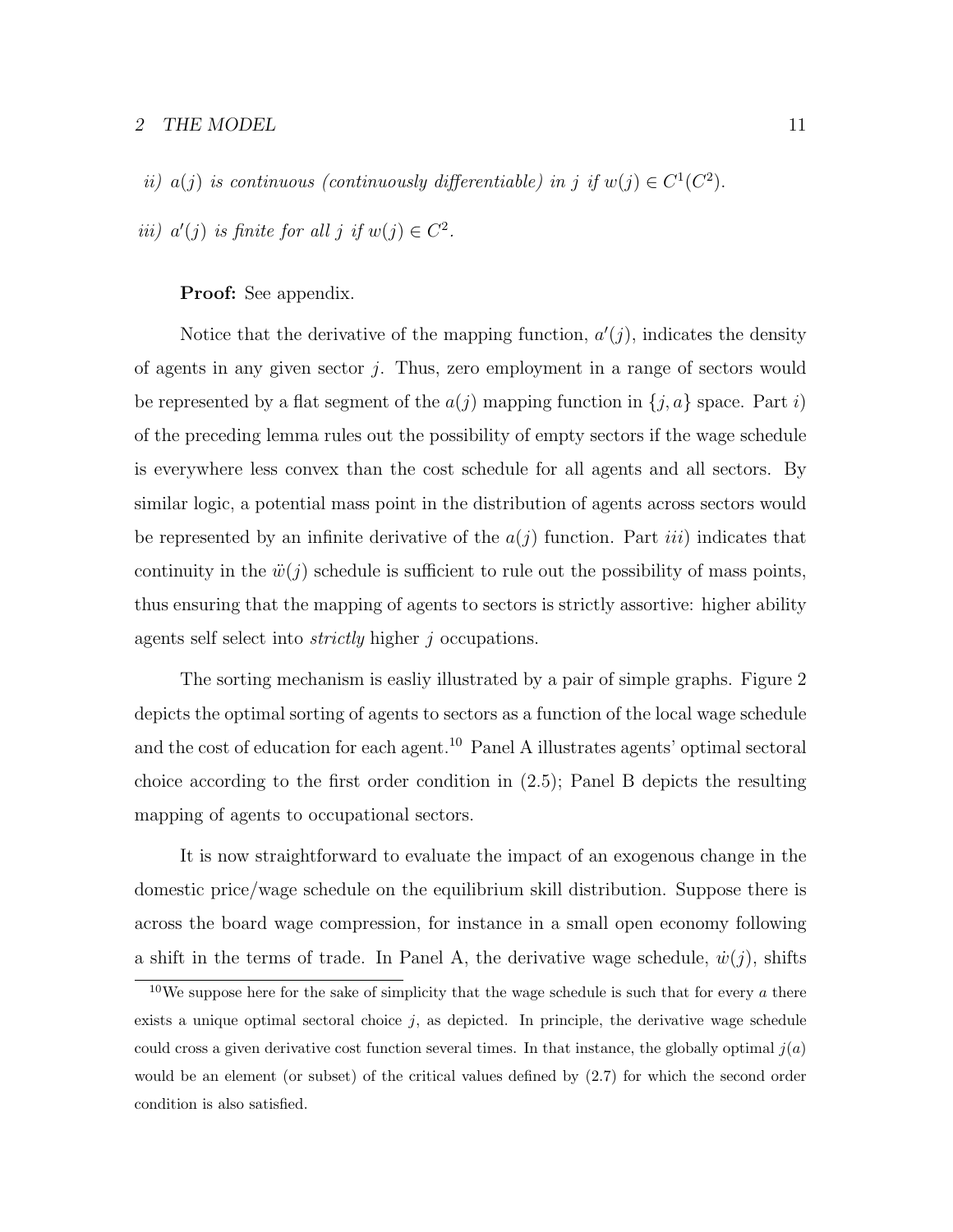*ii)* $a(j)$ *is continuous (continuously differentiable) in* $j$ *if* $w(j) \in C^1(C^2)$.

*iii)* $a'(j)$ *is finite for all* $j$ *if* $w(j) \in C^2$.

**Proof:** See appendix.

Notice that the derivative of the mapping function, $a'(j)$, indicates the density of agents in any given sector $j$. Thus, zero employment in a range of sectors would be represented by a flat segment of the $a(j)$ mapping function in $\{j, a\}$ space. Part *i)* of the preceding lemma rules out the possibility of empty sectors if the wage schedule is everywhere less convex than the cost schedule for all agents and all sectors. By similar logic, a potential mass point in the distribution of agents across sectors would be represented by an infinite derivative of the $a(j)$ function. Part *iii)* indicates that continuity in the $\ddot{w}(j)$ schedule is sufficient to rule out the possibility of mass points, thus ensuring that the mapping of agents to sectors is strictly assortive: higher ability agents self select into *strictly* higher $j$ occupations.

The sorting mechanism is easliy illustrated by a pair of simple graphs. Figure 2 depicts the optimal sorting of agents to sectors as a function of the local wage schedule and the cost of education for each agent.[10] Panel A illustrates agents' optimal sectoral choice according to the first order condition in (2.5); Panel B depicts the resulting mapping of agents to occupational sectors.

It is now straightforward to evaluate the impact of an exogenous change in the domestic price/wage schedule on the equilibrium skill distribution. Suppose there is across the board wage compression, for instance in a small open economy following a shift in the terms of trade. In Panel A, the derivative wage schedule, $\dot{w}(j)$, shifts

[10] We suppose here for the sake of simplicity that the wage schedule is such that for every $a$ there exists a unique optimal sectoral choice $j$, as depicted. In principle, the derivative wage schedule could cross a given derivative cost function several times. In that instance, the globally optimal $j(a)$ would be an element (or subset) of the critical values defined by (2.7) for which the second order condition is also satisfied.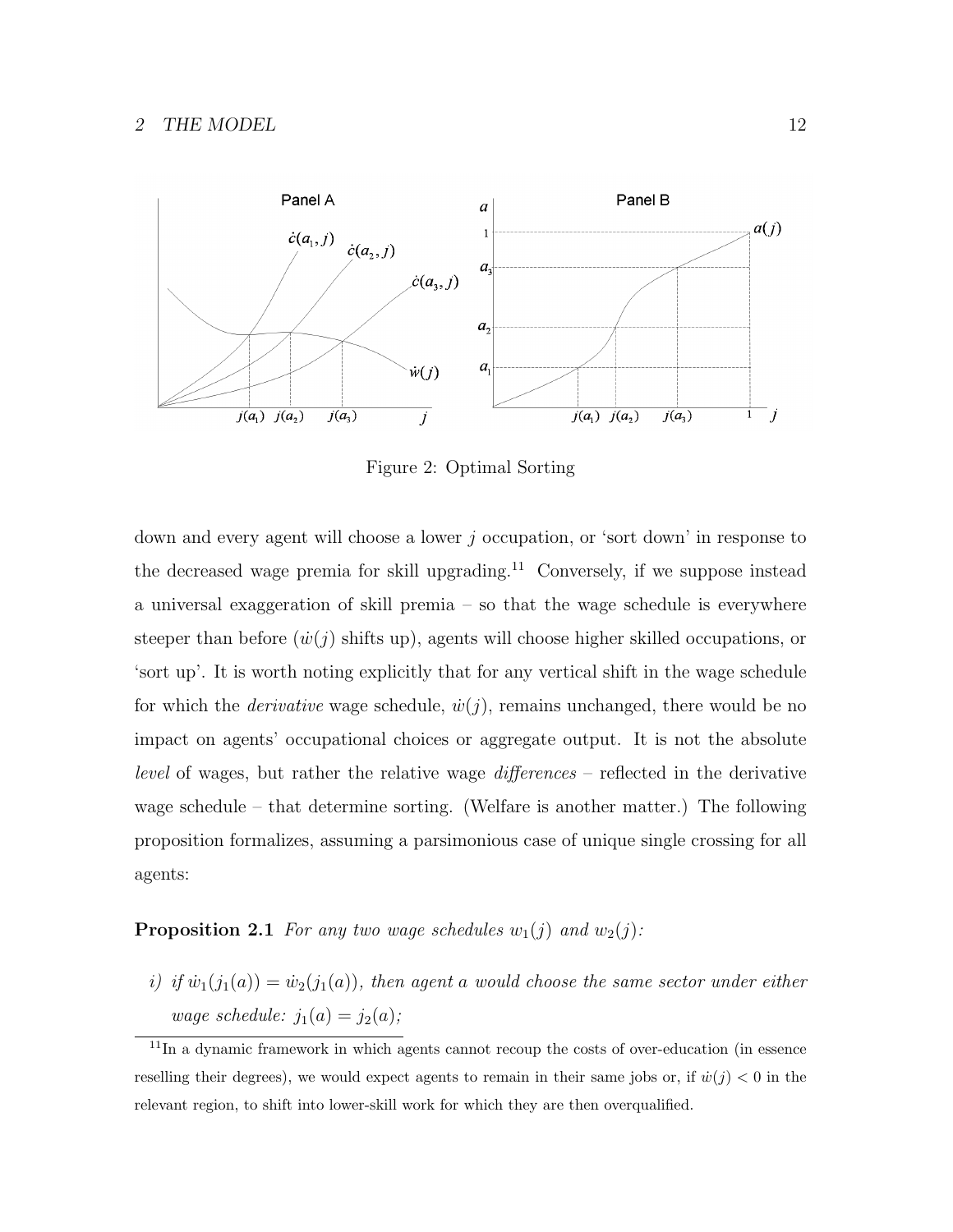Figure 2: Optimal Sorting

down and every agent will choose a lower $j$ occupation, or 'sort down' in response to the decreased wage premia for skill upgrading.[11] Conversely, if we suppose instead a universal exaggeration of skill premia – so that the wage schedule is everywhere steeper than before ($\dot{w}(j)$ shifts up), agents will choose higher skilled occupations, or 'sort up'. It is worth noting explicitly that for any vertical shift in the wage schedule for which the *derivative* wage schedule, $\dot{w}(j)$, remains unchanged, there would be no impact on agents' occupational choices or aggregate output. It is not the absolute *level* of wages, but rather the relative wage *differences* – reflected in the derivative wage schedule – that determine sorting. (Welfare is another matter.) The following proposition formalizes, assuming a parsimonious case of unique single crossing for all agents:

**Proposition 2.1** *For any two wage schedules $w_1(j)$ and $w_2(j)$:*

*i) if $\dot{w}_1(j_1(a)) = \dot{w}_2(j_1(a))$, then agent $a$ would choose the same sector under either wage schedule: $j_1(a) = j_2(a)$;*

[11] In a dynamic framework in which agents cannot recoup the costs of over-education (in essence reselling their degrees), we would expect agents to remain in their same jobs or, if $\dot{w}(j) < 0$ in the relevant region, to shift into lower-skill work for which they are then overqualified.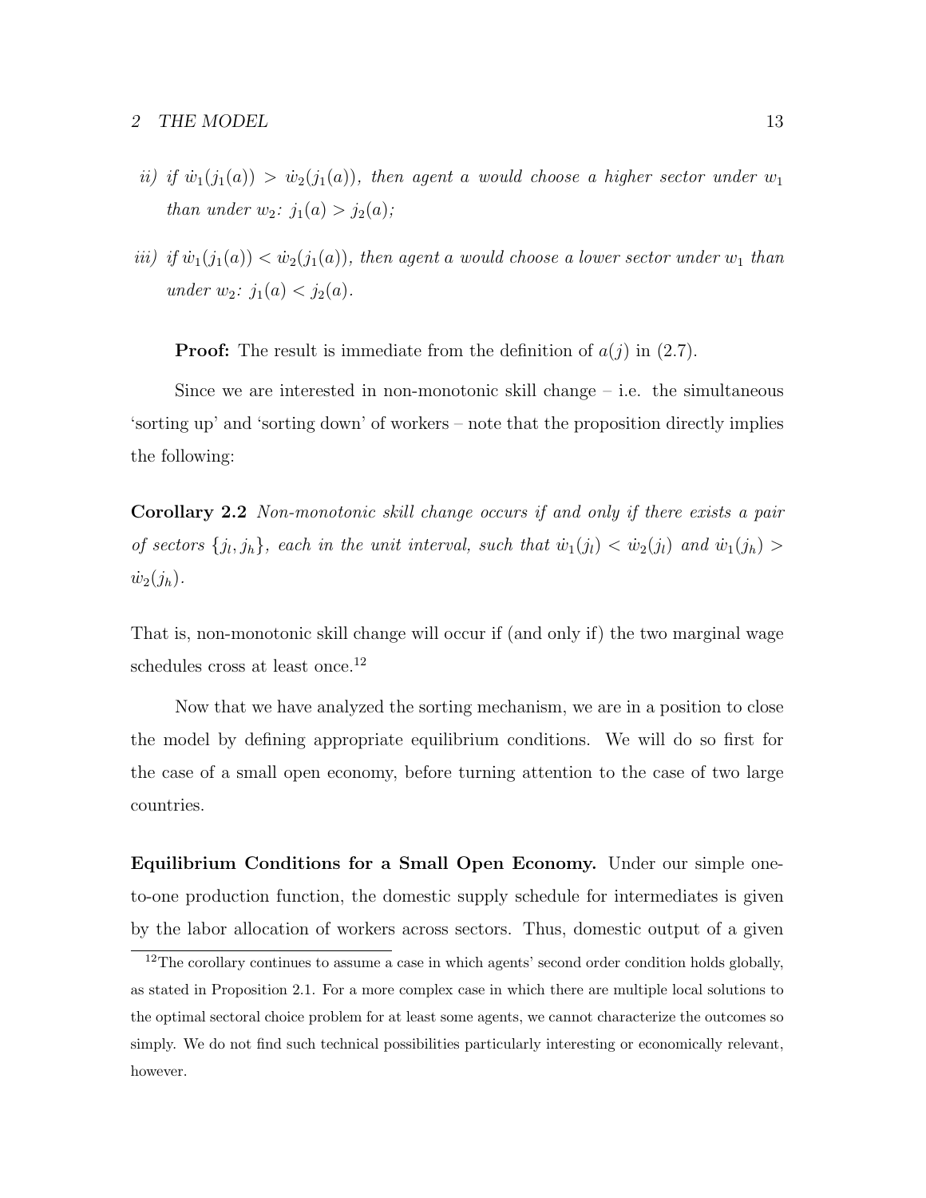*ii) if $\dot{w}_1(j_1(a)) > \dot{w}_2(j_1(a))$, then agent $a$ would choose a higher sector under $w_1$ than under $w_2$: $j_1(a) > j_2(a)$;*

*iii) if $\dot{w}_1(j_1(a)) < \dot{w}_2(j_1(a))$, then agent $a$ would choose a lower sector under $w_1$ than under $w_2$: $j_1(a) < j_2(a)$.*

**Proof:** The result is immediate from the definition of $a(j)$ in (2.7).

Since we are interested in non-monotonic skill change – i.e. the simultaneous 'sorting up' and 'sorting down' of workers – note that the proposition directly implies the following:

**Corollary 2.2** *Non-monotonic skill change occurs if and only if there exists a pair of sectors $\{j_l, j_h\}$, each in the unit interval, such that $\dot{w}_1(j_l) < \dot{w}_2(j_l)$ and $\dot{w}_1(j_h) > \dot{w}_2(j_h)$.*

That is, non-monotonic skill change will occur if (and only if) the two marginal wage schedules cross at least once.[12]

Now that we have analyzed the sorting mechanism, we are in a position to close the model by defining appropriate equilibrium conditions. We will do so first for the case of a small open economy, before turning attention to the case of two large countries.

**Equilibrium Conditions for a Small Open Economy.** Under our simple one-to-one production function, the domestic supply schedule for intermediates is given by the labor allocation of workers across sectors. Thus, domestic output of a given

[12] The corollary continues to assume a case in which agents' second order condition holds globally, as stated in Proposition 2.1. For a more complex case in which there are multiple local solutions to the optimal sectoral choice problem for at least some agents, we cannot characterize the outcomes so simply. We do not find such technical possibilities particularly interesting or economically relevant, however.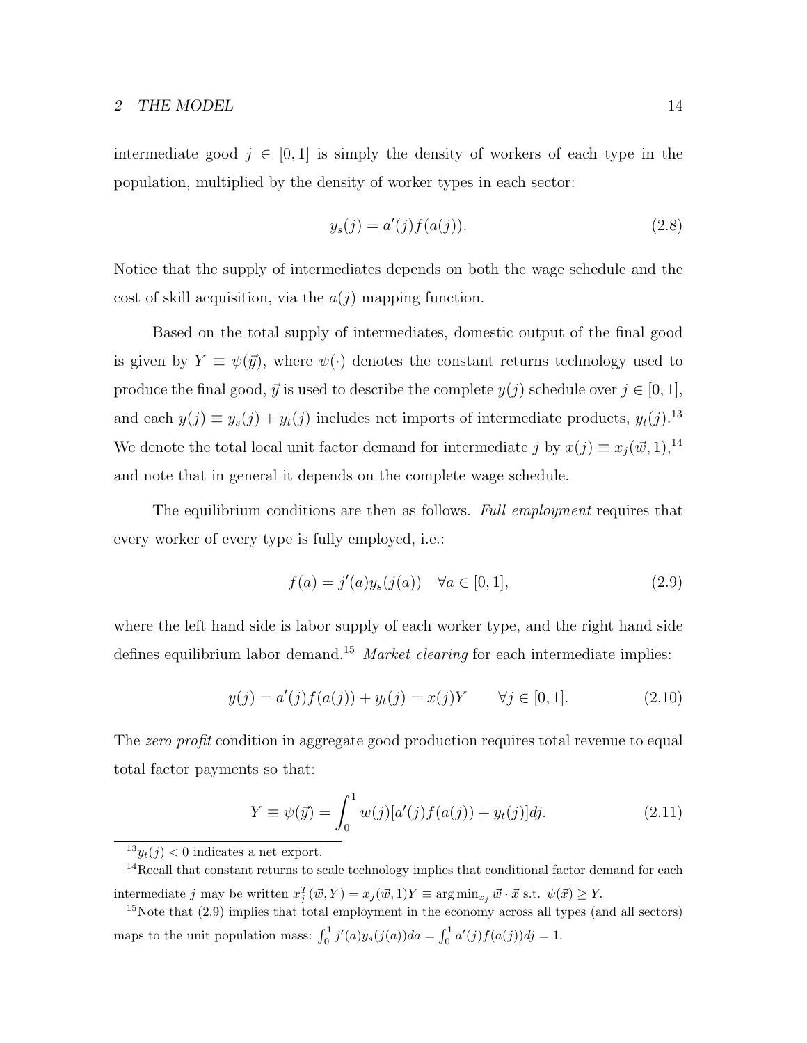intermediate good $j \in [0,1]$ is simply the density of workers of each type in the population, multiplied by the density of worker types in each sector:

$$y_s(j) = a'(j) f(a(j)). \tag{2.8}$$

Notice that the supply of intermediates depends on both the wage schedule and the cost of skill acquisition, via the $a(j)$ mapping function.

Based on the total supply of intermediates, domestic output of the final good is given by $Y \equiv \psi(\vec{y})$, where $\psi(\cdot)$ denotes the constant returns technology used to produce the final good, $\vec{y}$ is used to describe the complete $y(j)$ schedule over $j \in [0,1]$, and each $y(j) \equiv y_s(j) + y_t(j)$ includes net imports of intermediate products, $y_t(j)$.[13] We denote the total local unit factor demand for intermediate $j$ by $x(j) \equiv x_j(\vec{w}, 1)$,[14] and note that in general it depends on the complete wage schedule.

The equilibrium conditions are then as follows. *Full employment* requires that every worker of every type is fully employed, i.e.:

$$f(a) = j'(a) y_s(j(a)) \quad \forall a \in [0,1], \tag{2.9}$$

where the left hand side is labor supply of each worker type, and the right hand side defines equilibrium labor demand.[15] *Market clearing* for each intermediate implies:

$$y(j) = a'(j) f(a(j)) + y_t(j) = x(j) Y \qquad \forall j \in [0,1]. \tag{2.10}$$

The *zero profit* condition in aggregate good production requires total revenue to equal total factor payments so that:

$$Y \equiv \psi(\vec{y}) = \int_0^1 w(j)[a'(j) f(a(j)) + y_t(j)] dj. \tag{2.11}$$

---

[13] $y_t(j) < 0$ indicates a net export.

[14] Recall that constant returns to scale technology implies that conditional factor demand for each intermediate $j$ may be written $x_j^T(\vec{w}, Y) = x_j(\vec{w}, 1) Y \equiv \arg\min_{x_j} \vec{w} \cdot \vec{x}$ s.t. $\psi(\vec{x}) \geq Y$.

[15] Note that (2.9) implies that total employment in the economy across all types (and all sectors) maps to the unit population mass: $\int_0^1 j'(a) y_s(j(a)) da = \int_0^1 a'(j) f(a(j)) dj = 1$.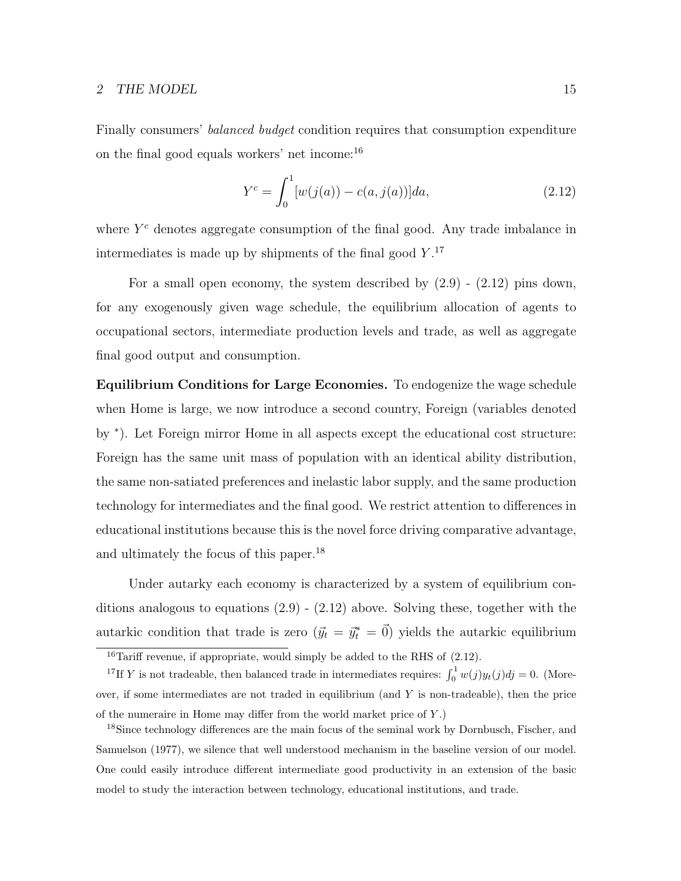Finally consumers' *balanced budget* condition requires that consumption expenditure on the final good equals workers' net income:[16]

$$Y^c = \int_0^1 [w(j(a)) - c(a, j(a))]da, \tag{2.12}$$

where $Y^c$ denotes aggregate consumption of the final good. Any trade imbalance in intermediates is made up by shipments of the final good $Y$.[17]

For a small open economy, the system described by (2.9) - (2.12) pins down, for any exogenously given wage schedule, the equilibrium allocation of agents to occupational sectors, intermediate production levels and trade, as well as aggregate final good output and consumption.

**Equilibrium Conditions for Large Economies.** To endogenize the wage schedule when Home is large, we now introduce a second country, Foreign (variables denoted by $^*$). Let Foreign mirror Home in all aspects except the educational cost structure: Foreign has the same unit mass of population with an identical ability distribution, the same non-satiated preferences and inelastic labor supply, and the same production technology for intermediates and the final good. We restrict attention to differences in educational institutions because this is the novel force driving comparative advantage, and ultimately the focus of this paper.[18]

Under autarky each economy is characterized by a system of equilibrium conditions analogous to equations (2.9) - (2.12) above. Solving these, together with the autarkic condition that trade is zero ($\vec{y_t} = \vec{y_t^*} = \vec{0}$) yields the autarkic equilibrium

---

[16] Tariff revenue, if appropriate, would simply be added to the RHS of (2.12).

[17] If $Y$ is not tradeable, then balanced trade in intermediates requires: $\int_0^1 w(j)y_t(j)dj = 0$. (Moreover, if some intermediates are not traded in equilibrium (and $Y$ is non-tradeable), then the price of the numeraire in Home may differ from the world market price of $Y$.)

[18] Since technology differences are the main focus of the seminal work by Dornbusch, Fischer, and Samuelson (1977), we silence that well understood mechanism in the baseline version of our model. One could easily introduce different intermediate good productivity in an extension of the basic model to study the interaction between technology, educational institutions, and trade.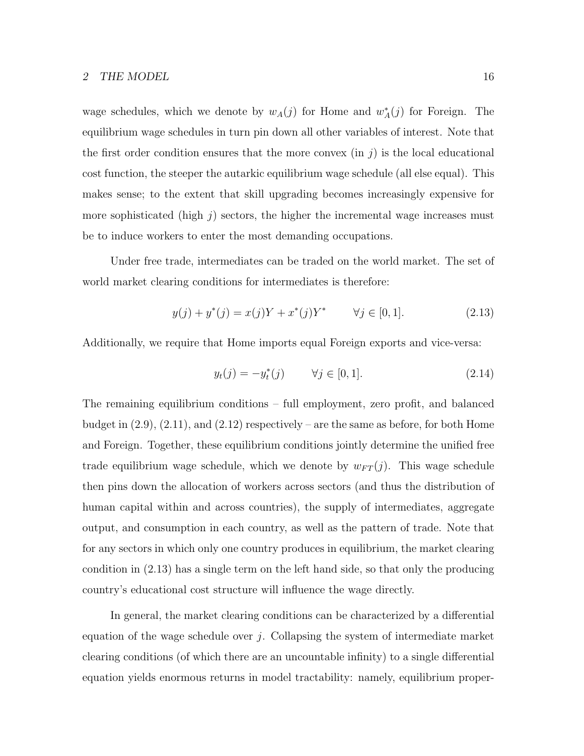wage schedules, which we denote by $w_A(j)$ for Home and $w_A^*(j)$ for Foreign. The equilibrium wage schedules in turn pin down all other variables of interest. Note that the first order condition ensures that the more convex (in $j$) is the local educational cost function, the steeper the autarkic equilibrium wage schedule (all else equal). This makes sense; to the extent that skill upgrading becomes increasingly expensive for more sophisticated (high $j$) sectors, the higher the incremental wage increases must be to induce workers to enter the most demanding occupations.

Under free trade, intermediates can be traded on the world market. The set of world market clearing conditions for intermediates is therefore:

$$y(j) + y^*(j) = x(j)Y + x^*(j)Y^* \qquad \forall j \in [0, 1]. \tag{2.13}$$

Additionally, we require that Home imports equal Foreign exports and vice-versa:

$$y_t(j) = -y_t^*(j) \qquad \forall j \in [0, 1]. \tag{2.14}$$

The remaining equilibrium conditions – full employment, zero profit, and balanced budget in (2.9), (2.11), and (2.12) respectively – are the same as before, for both Home and Foreign. Together, these equilibrium conditions jointly determine the unified free trade equilibrium wage schedule, which we denote by $w_{FT}(j)$. This wage schedule then pins down the allocation of workers across sectors (and thus the distribution of human capital within and across countries), the supply of intermediates, aggregate output, and consumption in each country, as well as the pattern of trade. Note that for any sectors in which only one country produces in equilibrium, the market clearing condition in (2.13) has a single term on the left hand side, so that only the producing country's educational cost structure will influence the wage directly.

In general, the market clearing conditions can be characterized by a differential equation of the wage schedule over $j$. Collapsing the system of intermediate market clearing conditions (of which there are an uncountable infinity) to a single differential equation yields enormous returns in model tractability: namely, equilibrium proper-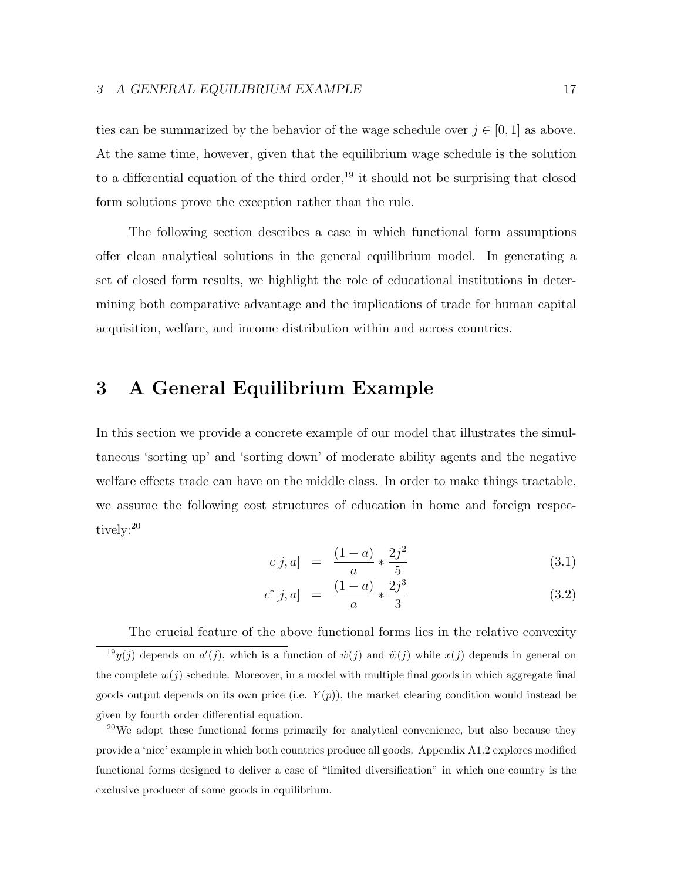ties can be summarized by the behavior of the wage schedule over $j \in [0,1]$ as above. At the same time, however, given that the equilibrium wage schedule is the solution to a differential equation of the third order,[19] it should not be surprising that closed form solutions prove the exception rather than the rule.

The following section describes a case in which functional form assumptions offer clean analytical solutions in the general equilibrium model. In generating a set of closed form results, we highlight the role of educational institutions in determining both comparative advantage and the implications of trade for human capital acquisition, welfare, and income distribution within and across countries.

# 3 A General Equilibrium Example

In this section we provide a concrete example of our model that illustrates the simultaneous 'sorting up' and 'sorting down' of moderate ability agents and the negative welfare effects trade can have on the middle class. In order to make things tractable, we assume the following cost structures of education in home and foreign respectively:[20]

$$c[j,a] = \frac{(1-a)}{a} * \frac{2j^2}{5} \tag{3.1}$$

$$c^*[j,a] = \frac{(1-a)}{a} * \frac{2j^3}{3} \tag{3.2}$$

The crucial feature of the above functional forms lies in the relative convexity

[19] $y(j)$ depends on $a'(j)$, which is a function of $\dot{w}(j)$ and $\ddot{w}(j)$ while $x(j)$ depends in general on the complete $w(j)$ schedule. Moreover, in a model with multiple final goods in which aggregate final goods output depends on its own price (i.e. $Y(p)$), the market clearing condition would instead be given by fourth order differential equation.

[20] We adopt these functional forms primarily for analytical convenience, but also because they provide a 'nice' example in which both countries produce all goods. Appendix A1.2 explores modified functional forms designed to deliver a case of "limited diversification" in which one country is the exclusive producer of some goods in equilibrium.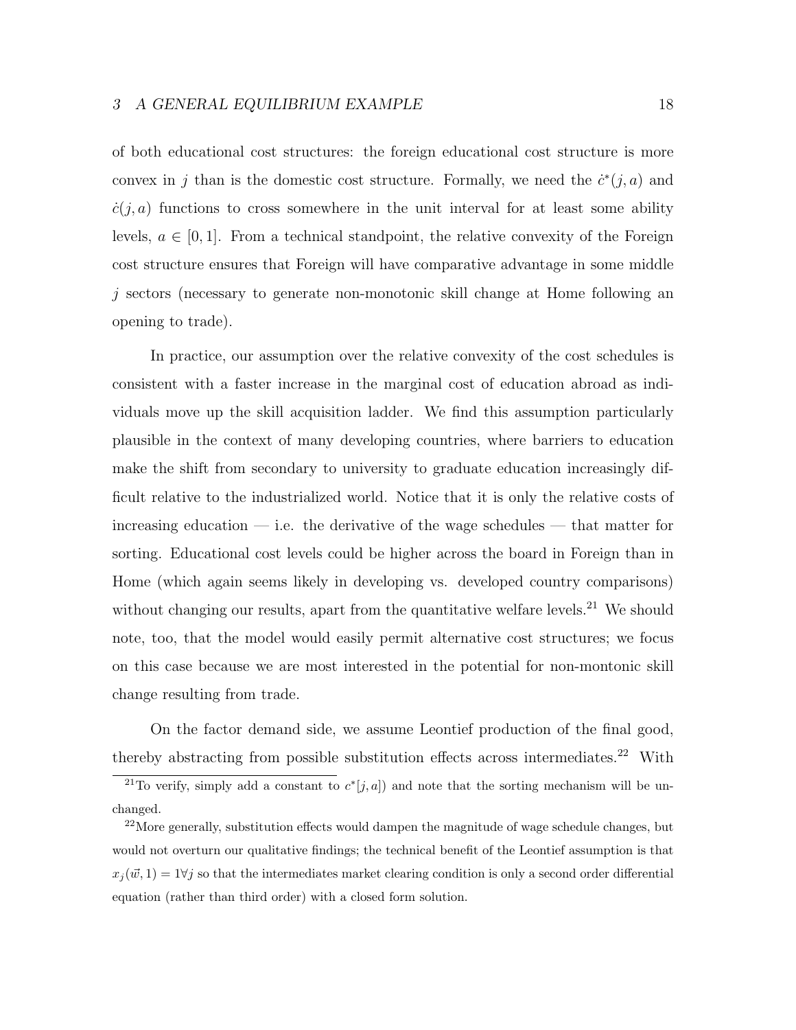of both educational cost structures: the foreign educational cost structure is more convex in $j$ than is the domestic cost structure. Formally, we need the $\dot{c}^*(j,a)$ and $\dot{c}(j,a)$ functions to cross somewhere in the unit interval for at least some ability levels, $a \in [0,1]$. From a technical standpoint, the relative convexity of the Foreign cost structure ensures that Foreign will have comparative advantage in some middle $j$ sectors (necessary to generate non-monotonic skill change at Home following an opening to trade).

In practice, our assumption over the relative convexity of the cost schedules is consistent with a faster increase in the marginal cost of education abroad as individuals move up the skill acquisition ladder. We find this assumption particularly plausible in the context of many developing countries, where barriers to education make the shift from secondary to university to graduate education increasingly difficult relative to the industrialized world. Notice that it is only the relative costs of increasing education — i.e. the derivative of the wage schedules — that matter for sorting. Educational cost levels could be higher across the board in Foreign than in Home (which again seems likely in developing vs. developed country comparisons) without changing our results, apart from the quantitative welfare levels.[21] We should note, too, that the model would easily permit alternative cost structures; we focus on this case because we are most interested in the potential for non-montonic skill change resulting from trade.

On the factor demand side, we assume Leontief production of the final good, thereby abstracting from possible substitution effects across intermediates.[22] With

[21] To verify, simply add a constant to $c^*[j,a])$ and note that the sorting mechanism will be unchanged.

[22] More generally, substitution effects would dampen the magnitude of wage schedule changes, but would not overturn our qualitative findings; the technical benefit of the Leontief assumption is that $x_j(\vec{w},1) = 1 \forall j$ so that the intermediates market clearing condition is only a second order differential equation (rather than third order) with a closed form solution.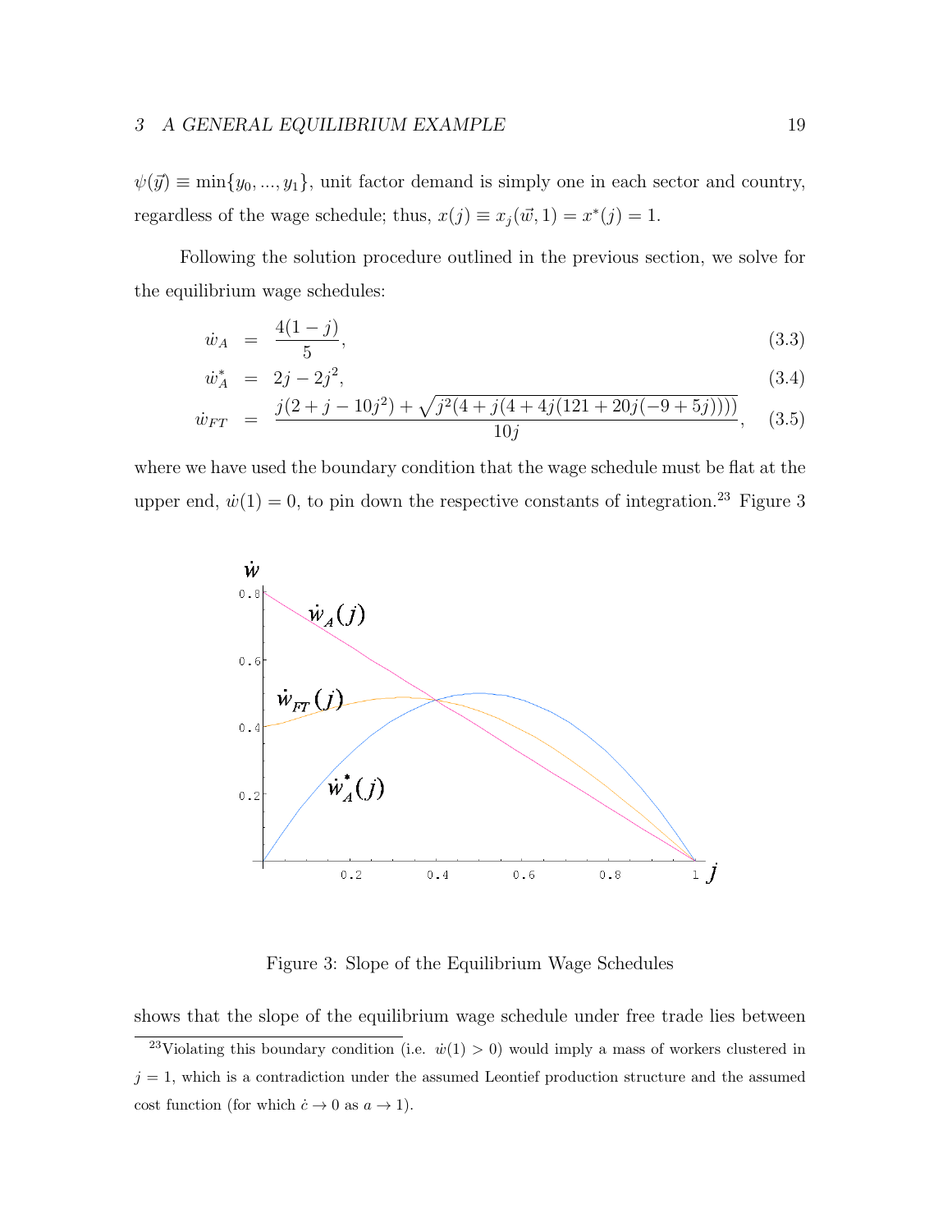$\psi(\vec{y}) \equiv \min\{y_0, ..., y_1\}$, unit factor demand is simply one in each sector and country, regardless of the wage schedule; thus, $x(j) \equiv x_j(\vec{w}, 1) = x^*(j) = 1$.

Following the solution procedure outlined in the previous section, we solve for the equilibrium wage schedules:

$$\dot{w}_A = \frac{4(1-j)}{5}, \tag{3.3}$$

$$\dot{w}_A^* = 2j - 2j^2, \tag{3.4}$$

$$\dot{w}_{FT} = \frac{j(2 + j - 10j^2) + \sqrt{j^2(4 + j(4 + 4j(121 + 20j(-9 + 5j))))}}{10j}, \tag{3.5}$$

where we have used the boundary condition that the wage schedule must be flat at the upper end, $\dot{w}(1) = 0$, to pin down the respective constants of integration.[23] Figure 3 shows that the slope of the equilibrium wage schedule under free trade lies between

Figure 3: Slope of the Equilibrium Wage Schedules

[23] Violating this boundary condition (i.e. $\dot{w}(1) > 0$) would imply a mass of workers clustered in $j = 1$, which is a contradiction under the assumed Leontief production structure and the assumed cost function (for which $\dot{c} \to 0$ as $a \to 1$).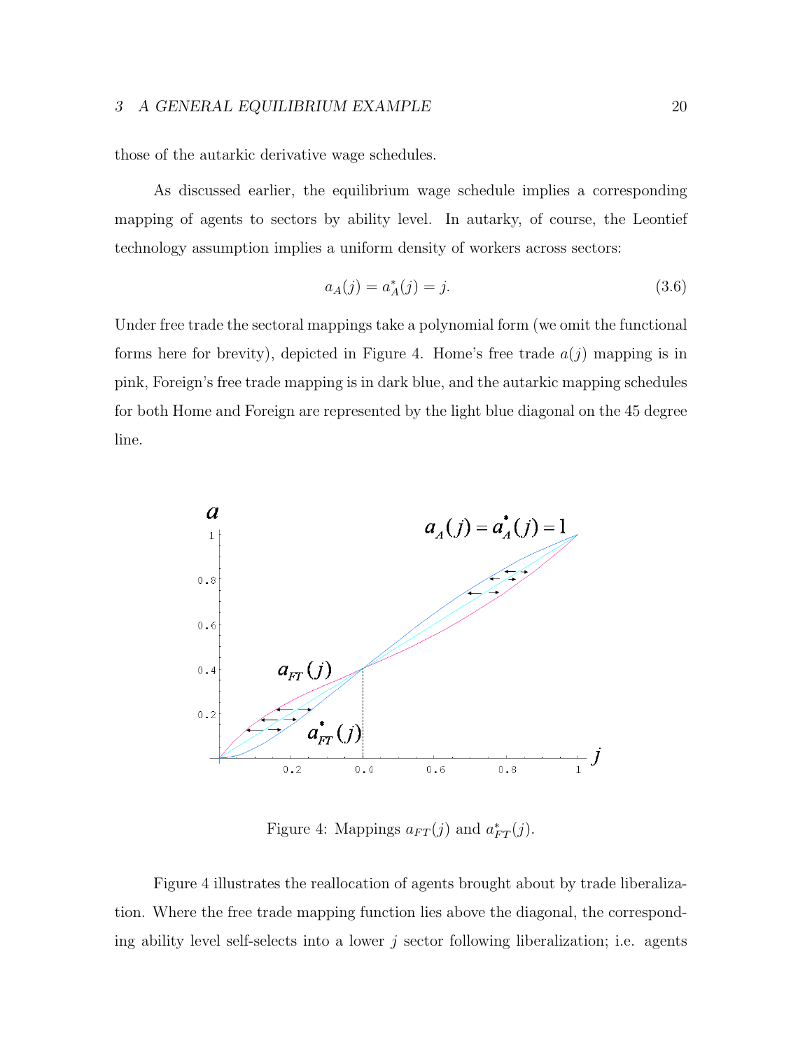those of the autarkic derivative wage schedules.

As discussed earlier, the equilibrium wage schedule implies a corresponding mapping of agents to sectors by ability level. In autarky, of course, the Leontief technology assumption implies a uniform density of workers across sectors:

$$a_A(j) = a_A^*(j) = j. \tag{3.6}$$

Under free trade the sectoral mappings take a polynomial form (we omit the functional forms here for brevity), depicted in Figure 4. Home's free trade $a(j)$ mapping is in pink, Foreign's free trade mapping is in dark blue, and the autarkic mapping schedules for both Home and Foreign are represented by the light blue diagonal on the 45 degree line.

Figure 4: Mappings $a_{FT}(j)$ and $a_{FT}^*(j)$.

Figure 4 illustrates the reallocation of agents brought about by trade liberalization. Where the free trade mapping function lies above the diagonal, the corresponding ability level self-selects into a lower $j$ sector following liberalization; i.e. agents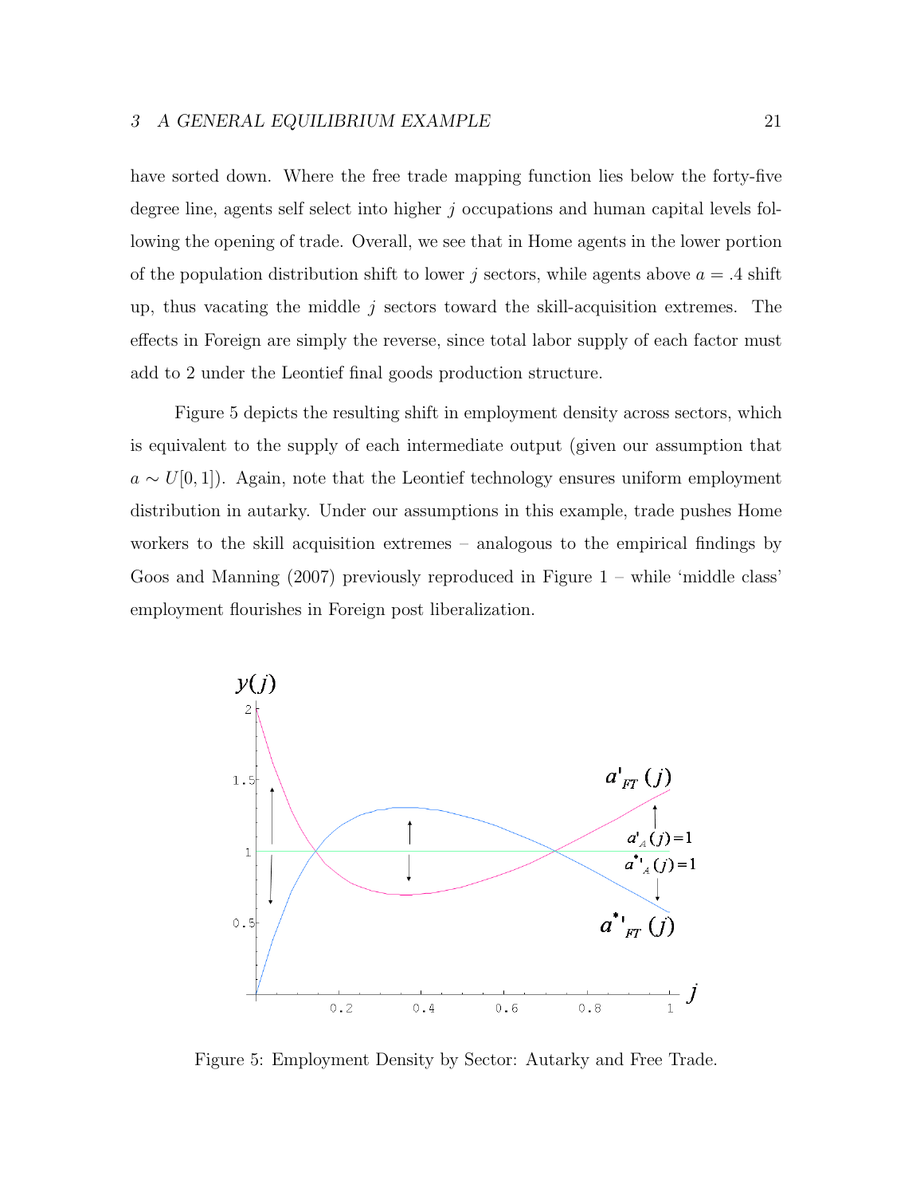have sorted down. Where the free trade mapping function lies below the forty-five degree line, agents self select into higher $j$ occupations and human capital levels following the opening of trade. Overall, we see that in Home agents in the lower portion of the population distribution shift to lower $j$ sectors, while agents above $a = .4$ shift up, thus vacating the middle $j$ sectors toward the skill-acquisition extremes. The effects in Foreign are simply the reverse, since total labor supply of each factor must add to 2 under the Leontief final goods production structure.

Figure 5 depicts the resulting shift in employment density across sectors, which is equivalent to the supply of each intermediate output (given our assumption that $a \sim U[0, 1]$). Again, note that the Leontief technology ensures uniform employment distribution in autarky. Under our assumptions in this example, trade pushes Home workers to the skill acquisition extremes – analogous to the empirical findings by Goos and Manning (2007) previously reproduced in Figure 1 – while 'middle class' employment flourishes in Foreign post liberalization.

Figure 5: Employment Density by Sector: Autarky and Free Trade.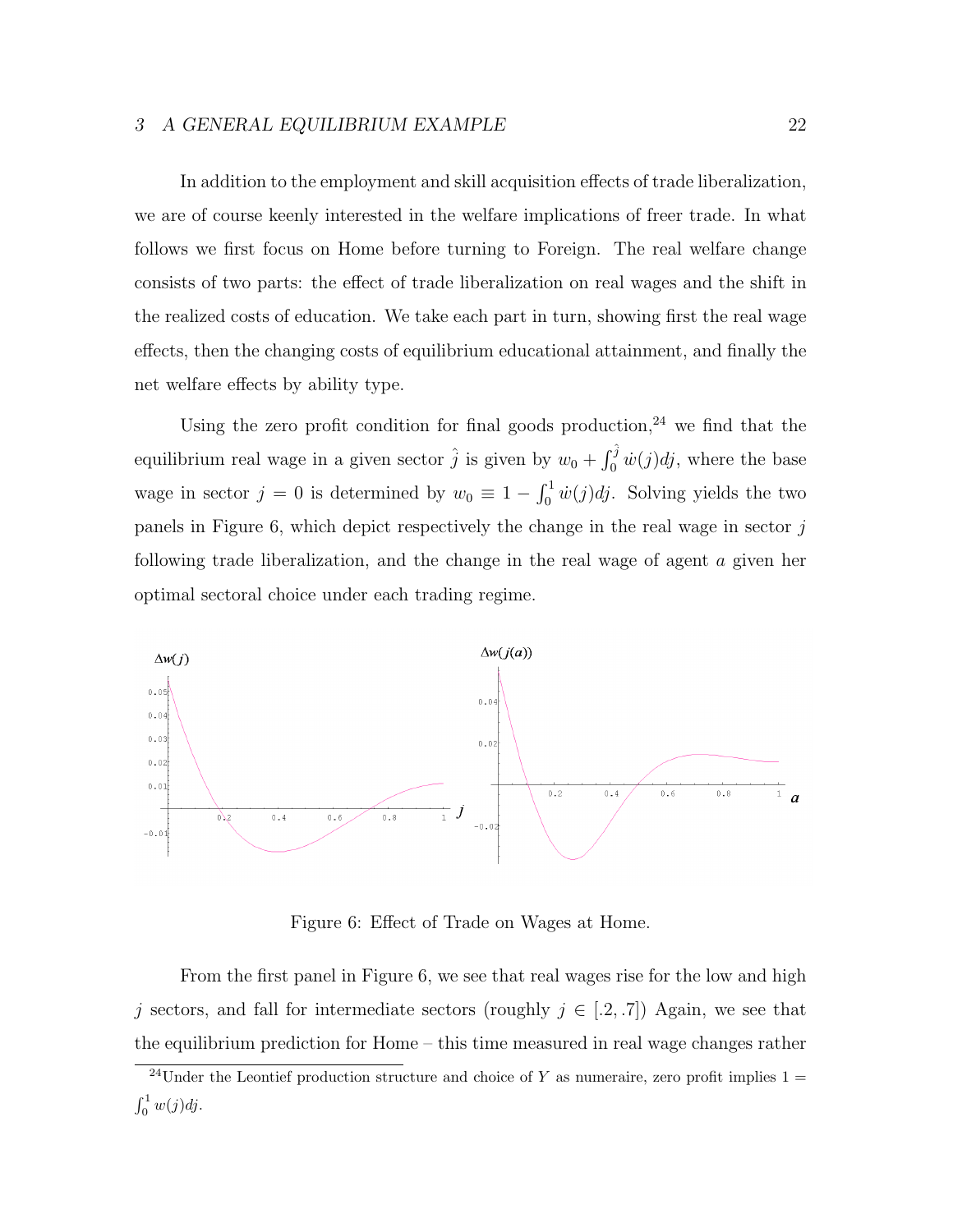In addition to the employment and skill acquisition effects of trade liberalization, we are of course keenly interested in the welfare implications of freer trade. In what follows we first focus on Home before turning to Foreign. The real welfare change consists of two parts: the effect of trade liberalization on real wages and the shift in the realized costs of education. We take each part in turn, showing first the real wage effects, then the changing costs of equilibrium educational attainment, and finally the net welfare effects by ability type.

Using the zero profit condition for final goods production,[24] we find that the equilibrium real wage in a given sector $\hat{j}$ is given by $w_0 + \int_0^{\hat{j}} \dot{w}(j)dj$, where the base wage in sector $j = 0$ is determined by $w_0 \equiv 1 - \int_0^1 \dot{w}(j)dj$. Solving yields the two panels in Figure 6, which depict respectively the change in the real wage in sector $j$ following trade liberalization, and the change in the real wage of agent $a$ given her optimal sectoral choice under each trading regime.

Figure 6: Effect of Trade on Wages at Home.

From the first panel in Figure 6, we see that real wages rise for the low and high $j$ sectors, and fall for intermediate sectors (roughly $j \in [.2, .7]$) Again, we see that the equilibrium prediction for Home – this time measured in real wage changes rather

[24]Under the Leontief production structure and choice of $Y$ as numeraire, zero profit implies $1 = \int_0^1 w(j)dj$.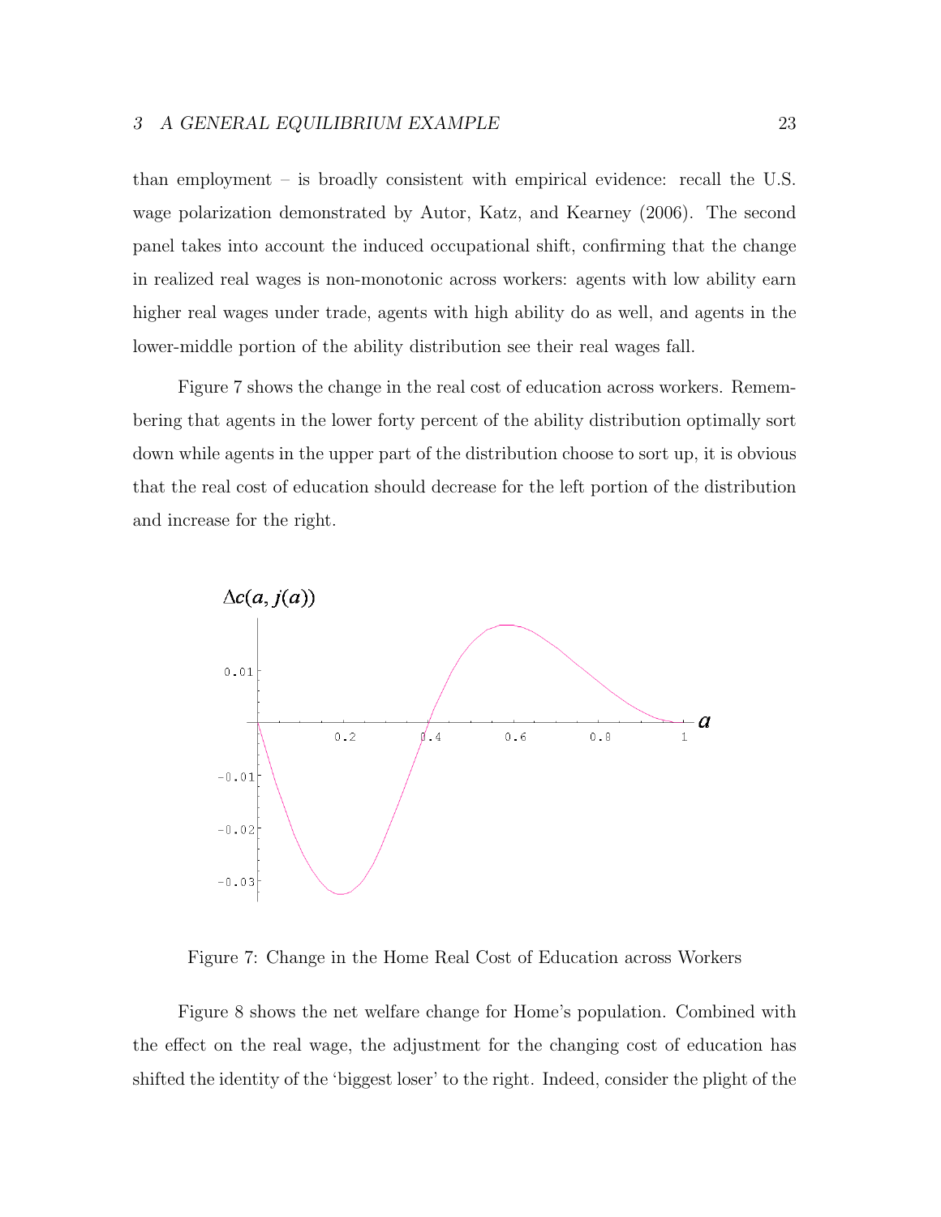than employment – is broadly consistent with empirical evidence: recall the U.S. wage polarization demonstrated by Autor, Katz, and Kearney (2006). The second panel takes into account the induced occupational shift, confirming that the change in realized real wages is non-monotonic across workers: agents with low ability earn higher real wages under trade, agents with high ability do as well, and agents in the lower-middle portion of the ability distribution see their real wages fall.

Figure 7 shows the change in the real cost of education across workers. Remembering that agents in the lower forty percent of the ability distribution optimally sort down while agents in the upper part of the distribution choose to sort up, it is obvious that the real cost of education should decrease for the left portion of the distribution and increase for the right.

Figure 7: Change in the Home Real Cost of Education across Workers

Figure 8 shows the net welfare change for Home's population. Combined with the effect on the real wage, the adjustment for the changing cost of education has shifted the identity of the 'biggest loser' to the right. Indeed, consider the plight of the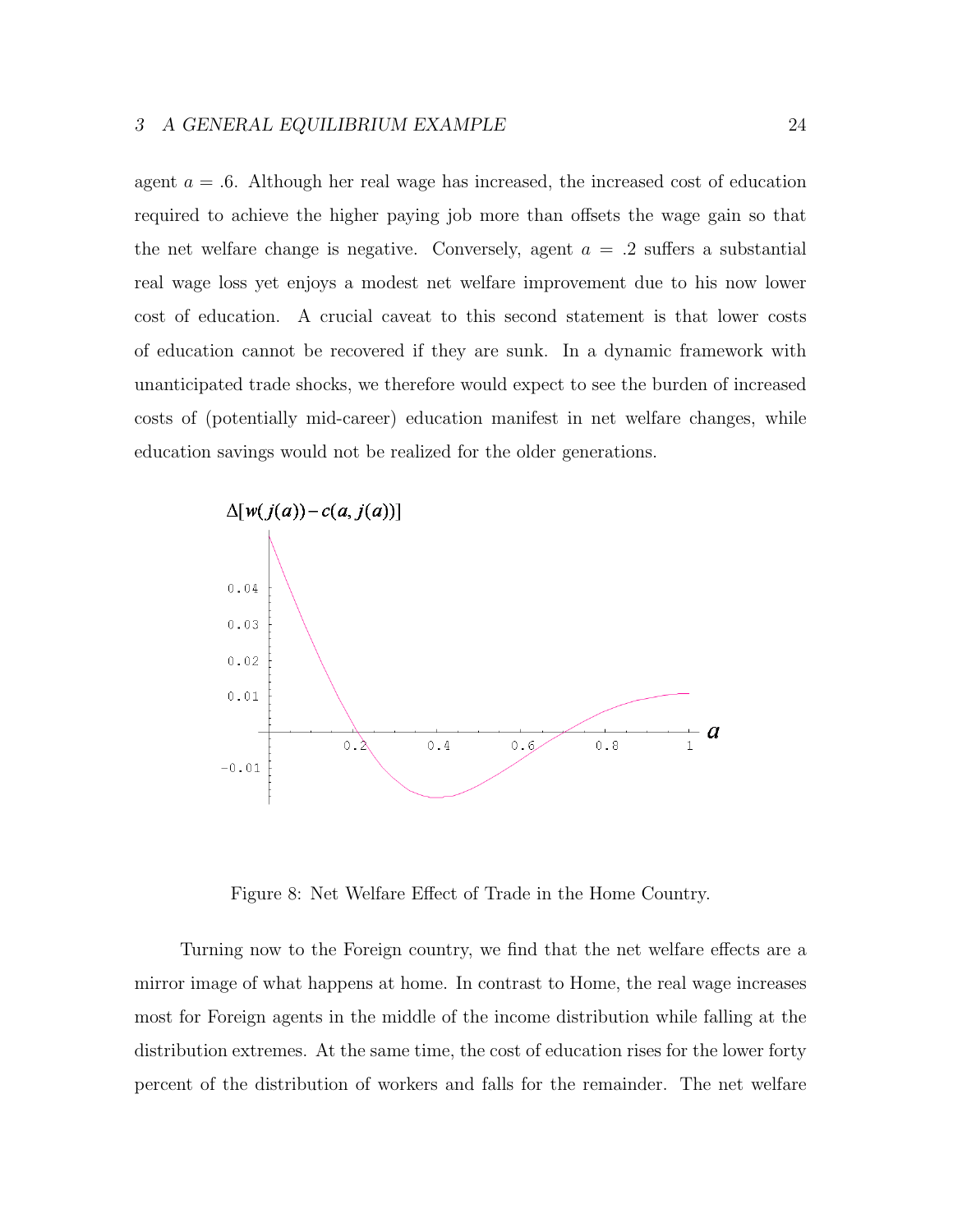agent $a = .6$. Although her real wage has increased, the increased cost of education required to achieve the higher paying job more than offsets the wage gain so that the net welfare change is negative. Conversely, agent $a = .2$ suffers a substantial real wage loss yet enjoys a modest net welfare improvement due to his now lower cost of education. A crucial caveat to this second statement is that lower costs of education cannot be recovered if they are sunk. In a dynamic framework with unanticipated trade shocks, we therefore would expect to see the burden of increased costs of (potentially mid-career) education manifest in net welfare changes, while education savings would not be realized for the older generations.

Figure 8: Net Welfare Effect of Trade in the Home Country.

Turning now to the Foreign country, we find that the net welfare effects are a mirror image of what happens at home. In contrast to Home, the real wage increases most for Foreign agents in the middle of the income distribution while falling at the distribution extremes. At the same time, the cost of education rises for the lower forty percent of the distribution of workers and falls for the remainder. The net welfare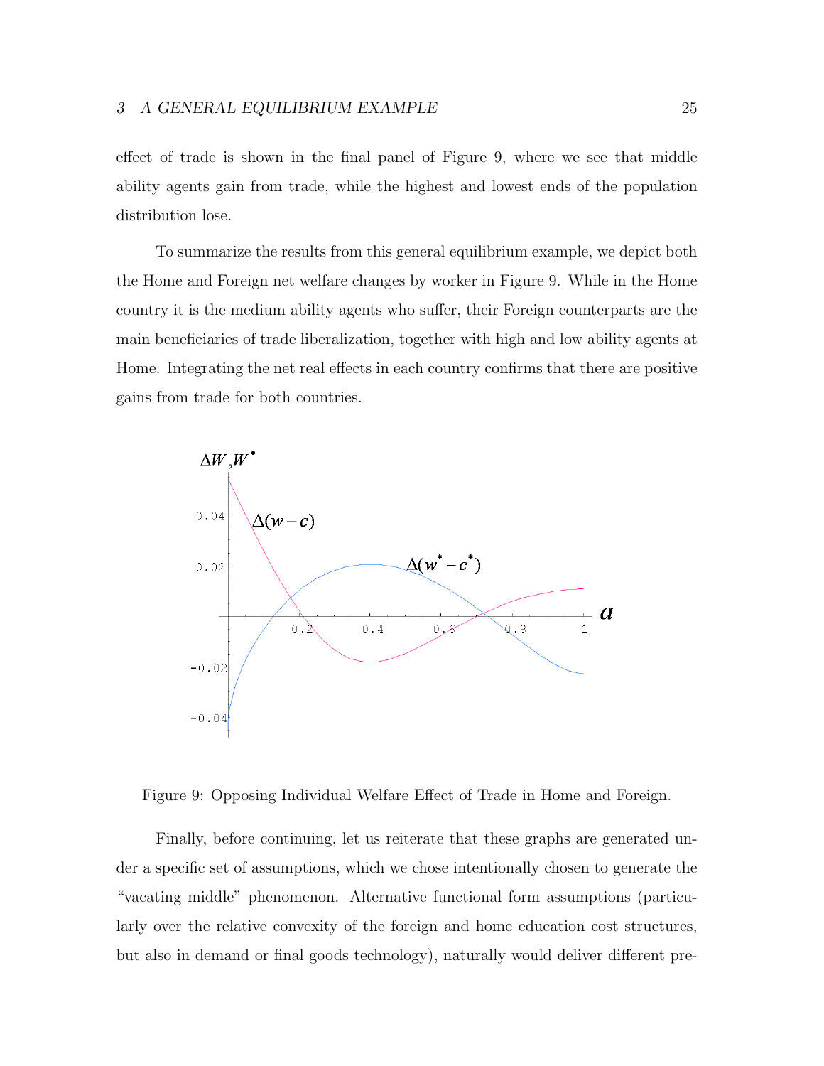effect of trade is shown in the final panel of Figure 9, where we see that middle ability agents gain from trade, while the highest and lowest ends of the population distribution lose.

To summarize the results from this general equilibrium example, we depict both the Home and Foreign net welfare changes by worker in Figure 9. While in the Home country it is the medium ability agents who suffer, their Foreign counterparts are the main beneficiaries of trade liberalization, together with high and low ability agents at Home. Integrating the net real effects in each country confirms that there are positive gains from trade for both countries.

Figure 9: Opposing Individual Welfare Effect of Trade in Home and Foreign.

Finally, before continuing, let us reiterate that these graphs are generated under a specific set of assumptions, which we chose intentionally chosen to generate the "vacating middle" phenomenon. Alternative functional form assumptions (particularly over the relative convexity of the foreign and home education cost structures, but also in demand or final goods technology), naturally would deliver different pre-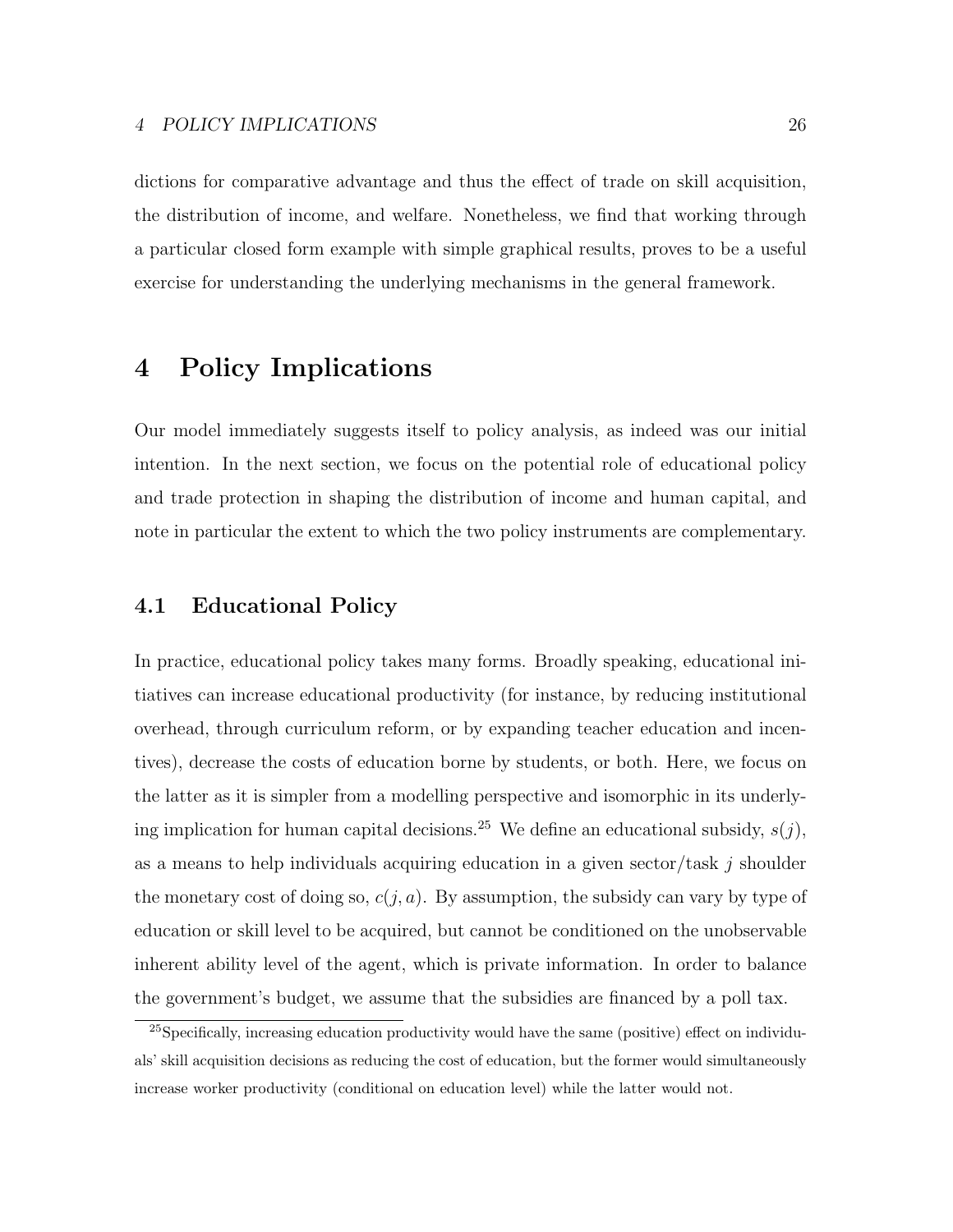dictions for comparative advantage and thus the effect of trade on skill acquisition, the distribution of income, and welfare. Nonetheless, we find that working through a particular closed form example with simple graphical results, proves to be a useful exercise for understanding the underlying mechanisms in the general framework.

# 4 Policy Implications

Our model immediately suggests itself to policy analysis, as indeed was our initial intention. In the next section, we focus on the potential role of educational policy and trade protection in shaping the distribution of income and human capital, and note in particular the extent to which the two policy instruments are complementary.

## 4.1 Educational Policy

In practice, educational policy takes many forms. Broadly speaking, educational initiatives can increase educational productivity (for instance, by reducing institutional overhead, through curriculum reform, or by expanding teacher education and incentives), decrease the costs of education borne by students, or both. Here, we focus on the latter as it is simpler from a modelling perspective and isomorphic in its underlying implication for human capital decisions.[25] We define an educational subsidy, $s(j)$, as a means to help individuals acquiring education in a given sector/task $j$ shoulder the monetary cost of doing so, $c(j, a)$. By assumption, the subsidy can vary by type of education or skill level to be acquired, but cannot be conditioned on the unobservable inherent ability level of the agent, which is private information. In order to balance the government's budget, we assume that the subsidies are financed by a poll tax.

[25] Specifically, increasing education productivity would have the same (positive) effect on individuals' skill acquisition decisions as reducing the cost of education, but the former would simultaneously increase worker productivity (conditional on education level) while the latter would not.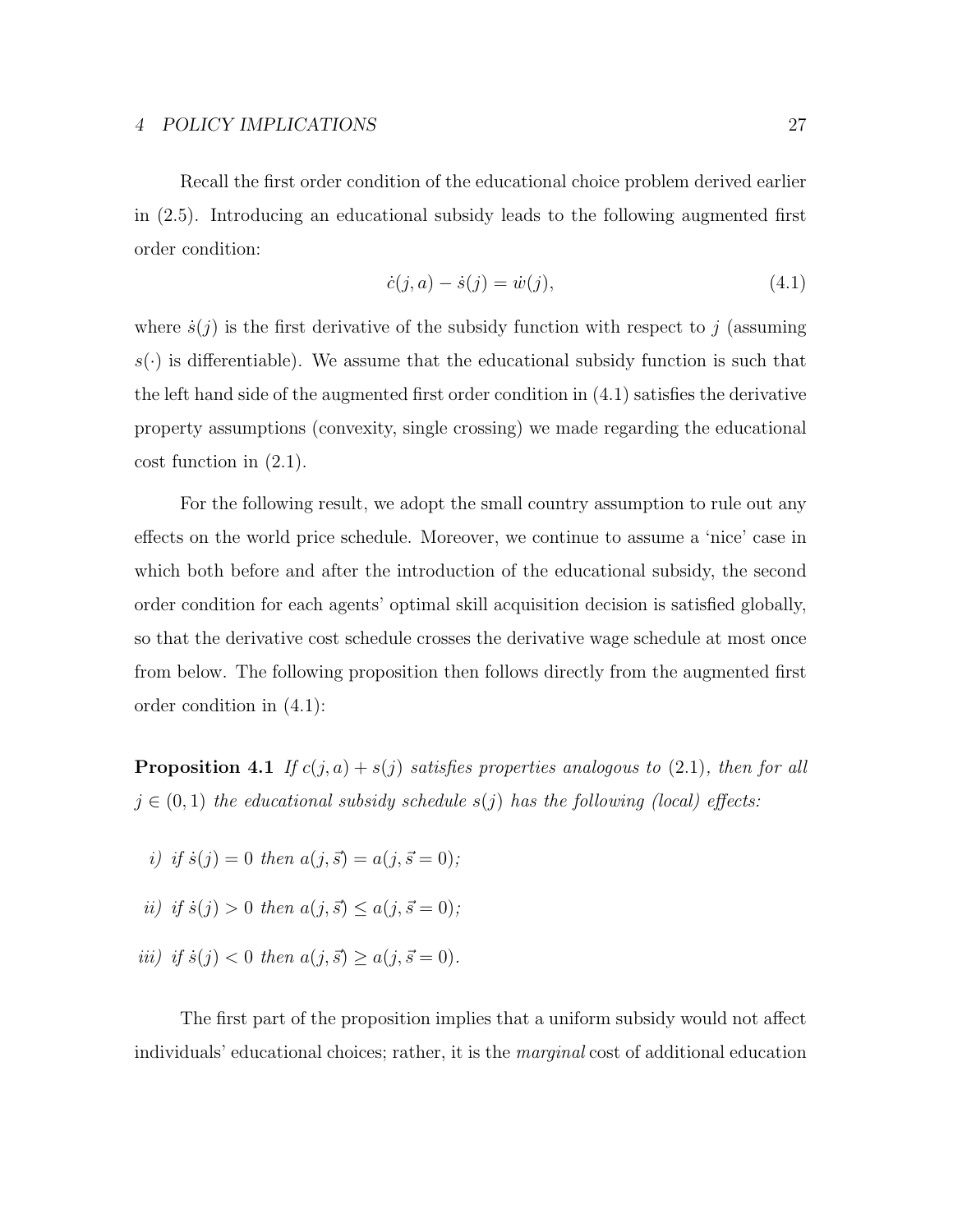Recall the first order condition of the educational choice problem derived earlier in (2.5). Introducing an educational subsidy leads to the following augmented first order condition:

$$\dot{c}(j,a) - \dot{s}(j) = \dot{w}(j), \tag{4.1}$$

where $\dot{s}(j)$ is the first derivative of the subsidy function with respect to $j$ (assuming $s(\cdot)$ is differentiable). We assume that the educational subsidy function is such that the left hand side of the augmented first order condition in (4.1) satisfies the derivative property assumptions (convexity, single crossing) we made regarding the educational cost function in (2.1).

For the following result, we adopt the small country assumption to rule out any effects on the world price schedule. Moreover, we continue to assume a 'nice' case in which both before and after the introduction of the educational subsidy, the second order condition for each agents' optimal skill acquisition decision is satisfied globally, so that the derivative cost schedule crosses the derivative wage schedule at most once from below. The following proposition then follows directly from the augmented first order condition in (4.1):

**Proposition 4.1** *If $c(j,a) + s(j)$ satisfies properties analogous to* (2.1)*, then for all $j \in (0,1)$ the educational subsidy schedule $s(j)$ has the following (local) effects:*

*i) if $\dot{s}(j) = 0$ then $a(j,\vec{s}) = a(j,\vec{s}=0)$;*

*ii) if $\dot{s}(j) > 0$ then $a(j,\vec{s}) \leq a(j,\vec{s}=0)$;*

*iii) if $\dot{s}(j) < 0$ then $a(j,\vec{s}) \geq a(j,\vec{s}=0)$.*

The first part of the proposition implies that a uniform subsidy would not affect individuals' educational choices; rather, it is the *marginal* cost of additional education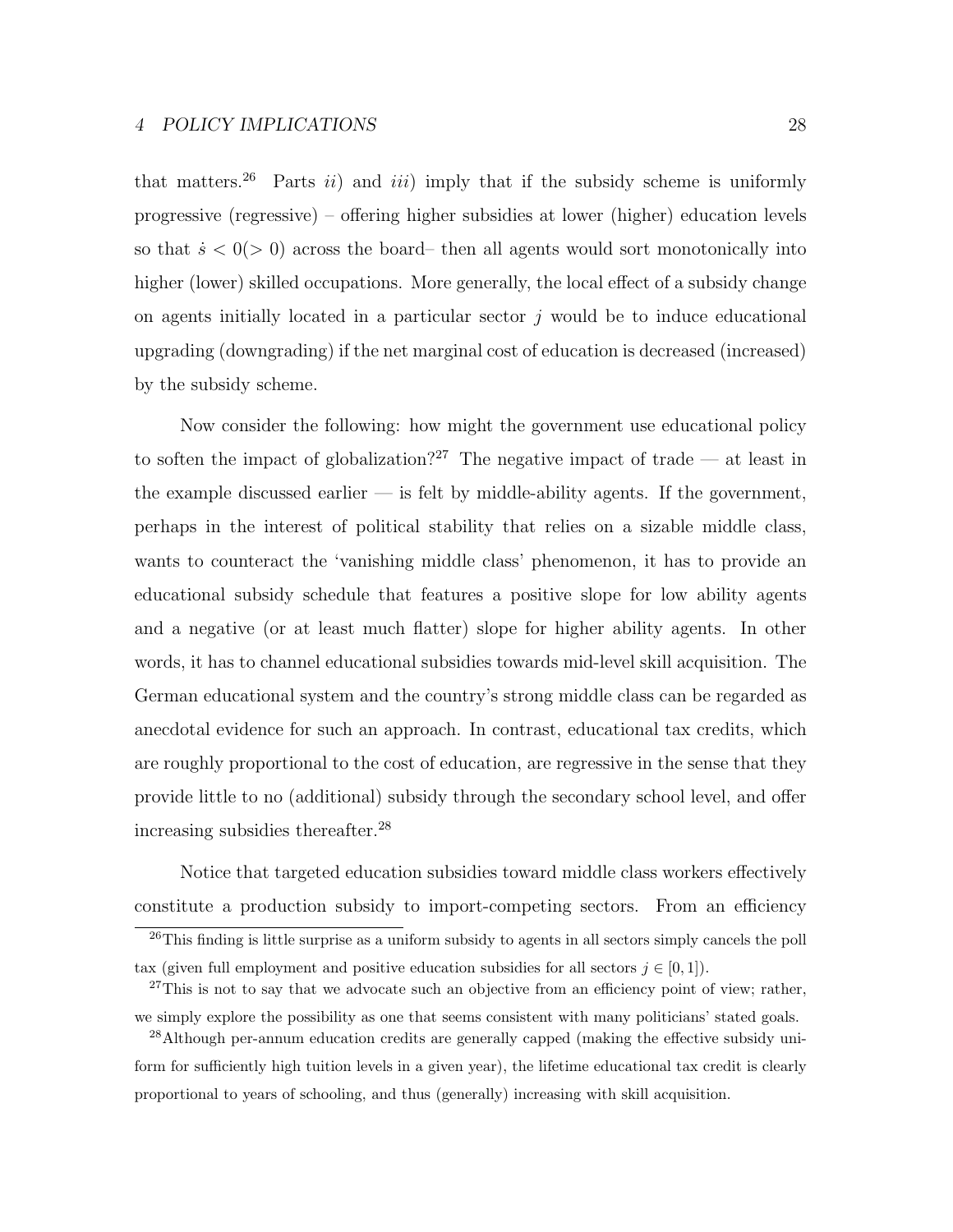that matters.[26] Parts *ii*) and *iii*) imply that if the subsidy scheme is uniformly progressive (regressive) – offering higher subsidies at lower (higher) education levels so that $\dot{s} < 0 (> 0)$ across the board– then all agents would sort monotonically into higher (lower) skilled occupations. More generally, the local effect of a subsidy change on agents initially located in a particular sector $j$ would be to induce educational upgrading (downgrading) if the net marginal cost of education is decreased (increased) by the subsidy scheme.

Now consider the following: how might the government use educational policy to soften the impact of globalization?[27] The negative impact of trade — at least in the example discussed earlier — is felt by middle-ability agents. If the government, perhaps in the interest of political stability that relies on a sizable middle class, wants to counteract the 'vanishing middle class' phenomenon, it has to provide an educational subsidy schedule that features a positive slope for low ability agents and a negative (or at least much flatter) slope for higher ability agents. In other words, it has to channel educational subsidies towards mid-level skill acquisition. The German educational system and the country's strong middle class can be regarded as anecdotal evidence for such an approach. In contrast, educational tax credits, which are roughly proportional to the cost of education, are regressive in the sense that they provide little to no (additional) subsidy through the secondary school level, and offer increasing subsidies thereafter.[28]

Notice that targeted education subsidies toward middle class workers effectively constitute a production subsidy to import-competing sectors. From an efficiency

[26] This finding is little surprise as a uniform subsidy to agents in all sectors simply cancels the poll tax (given full employment and positive education subsidies for all sectors $j \in [0, 1]$).

[27] This is not to say that we advocate such an objective from an efficiency point of view; rather, we simply explore the possibility as one that seems consistent with many politicians' stated goals.

[28] Although per-annum education credits are generally capped (making the effective subsidy uniform for sufficiently high tuition levels in a given year), the lifetime educational tax credit is clearly proportional to years of schooling, and thus (generally) increasing with skill acquisition.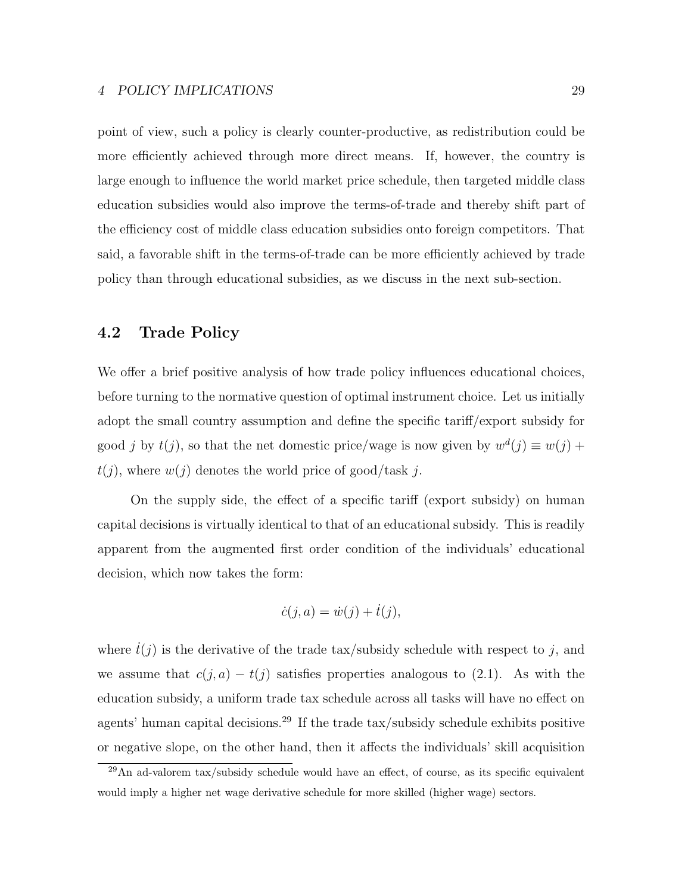point of view, such a policy is clearly counter-productive, as redistribution could be more efficiently achieved through more direct means. If, however, the country is large enough to influence the world market price schedule, then targeted middle class education subsidies would also improve the terms-of-trade and thereby shift part of the efficiency cost of middle class education subsidies onto foreign competitors. That said, a favorable shift in the terms-of-trade can be more efficiently achieved by trade policy than through educational subsidies, as we discuss in the next sub-section.

## 4.2 Trade Policy

We offer a brief positive analysis of how trade policy influences educational choices, before turning to the normative question of optimal instrument choice. Let us initially adopt the small country assumption and define the specific tariff/export subsidy for good $j$ by $t(j)$, so that the net domestic price/wage is now given by $w^d(j) \equiv w(j) + t(j)$, where $w(j)$ denotes the world price of good/task $j$.

On the supply side, the effect of a specific tariff (export subsidy) on human capital decisions is virtually identical to that of an educational subsidy. This is readily apparent from the augmented first order condition of the individuals' educational decision, which now takes the form:

$$\dot{c}(j,a) = \dot{w}(j) + \dot{t}(j),$$

where $\dot{t}(j)$ is the derivative of the trade tax/subsidy schedule with respect to $j$, and we assume that $c(j,a) - t(j)$ satisfies properties analogous to (2.1). As with the education subsidy, a uniform trade tax schedule across all tasks will have no effect on agents' human capital decisions.[29] If the trade tax/subsidy schedule exhibits positive or negative slope, on the other hand, then it affects the individuals' skill acquisition

[29] An ad-valorem tax/subsidy schedule would have an effect, of course, as its specific equivalent would imply a higher net wage derivative schedule for more skilled (higher wage) sectors.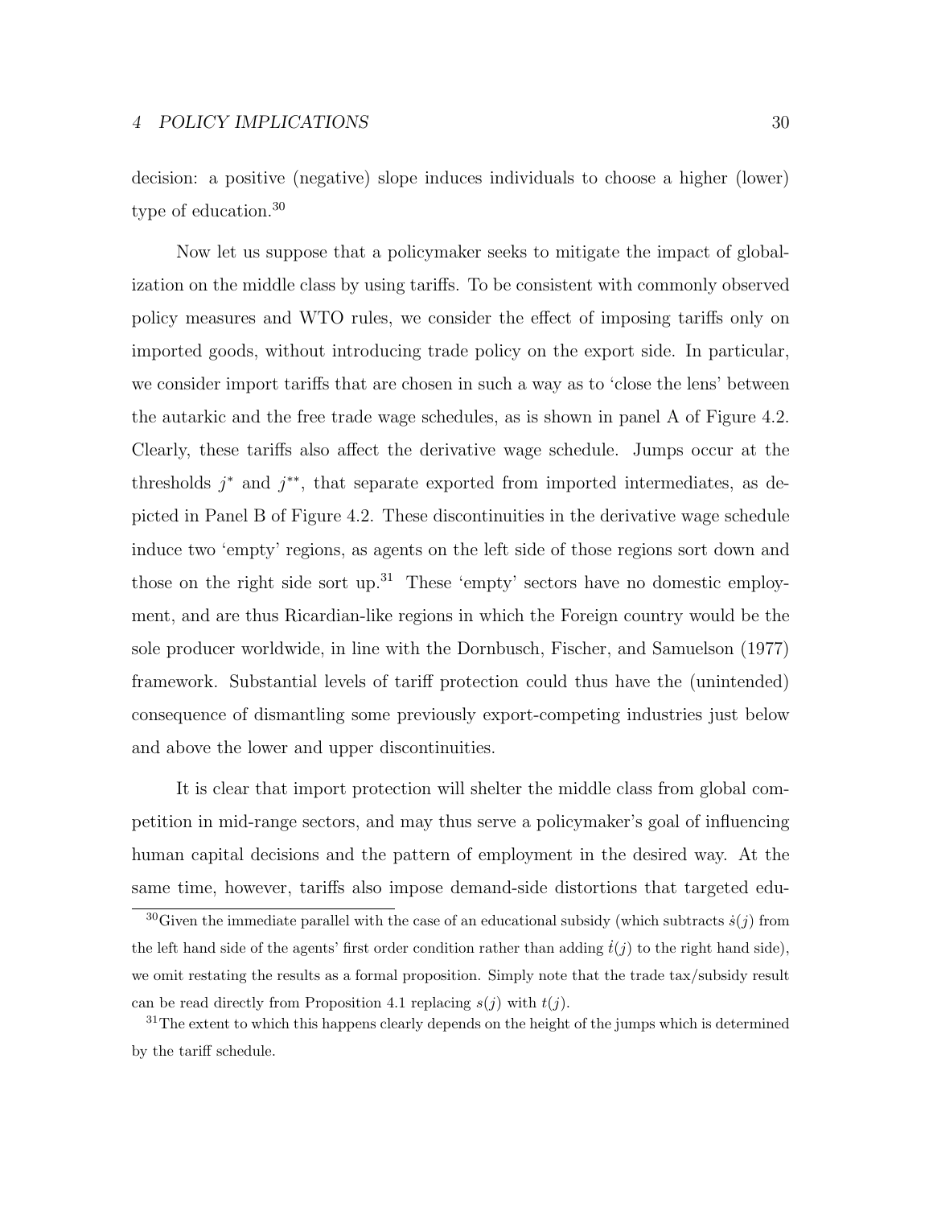decision: a positive (negative) slope induces individuals to choose a higher (lower) type of education.[30]

Now let us suppose that a policymaker seeks to mitigate the impact of globalization on the middle class by using tariffs. To be consistent with commonly observed policy measures and WTO rules, we consider the effect of imposing tariffs only on imported goods, without introducing trade policy on the export side. In particular, we consider import tariffs that are chosen in such a way as to 'close the lens' between the autarkic and the free trade wage schedules, as is shown in panel A of Figure 4.2. Clearly, these tariffs also affect the derivative wage schedule. Jumps occur at the thresholds $j^*$ and $j^{**}$, that separate exported from imported intermediates, as depicted in Panel B of Figure 4.2. These discontinuities in the derivative wage schedule induce two 'empty' regions, as agents on the left side of those regions sort down and those on the right side sort up.[31] These 'empty' sectors have no domestic employment, and are thus Ricardian-like regions in which the Foreign country would be the sole producer worldwide, in line with the Dornbusch, Fischer, and Samuelson (1977) framework. Substantial levels of tariff protection could thus have the (unintended) consequence of dismantling some previously export-competing industries just below and above the lower and upper discontinuities.

It is clear that import protection will shelter the middle class from global competition in mid-range sectors, and may thus serve a policymaker's goal of influencing human capital decisions and the pattern of employment in the desired way. At the same time, however, tariffs also impose demand-side distortions that targeted edu-

[30] Given the immediate parallel with the case of an educational subsidy (which subtracts $\dot{s}(j)$ from the left hand side of the agents' first order condition rather than adding $\dot{t}(j)$ to the right hand side), we omit restating the results as a formal proposition. Simply note that the trade tax/subsidy result can be read directly from Proposition 4.1 replacing $s(j)$ with $t(j)$.

[31] The extent to which this happens clearly depends on the height of the jumps which is determined by the tariff schedule.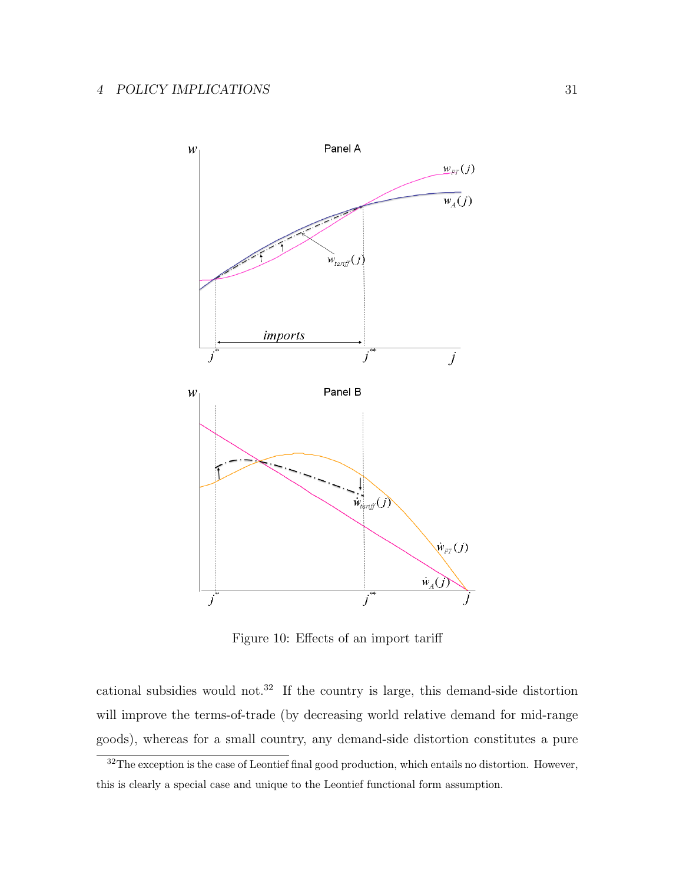Figure 10: Effects of an import tariff

cational subsidies would not.[32] If the country is large, this demand-side distortion will improve the terms-of-trade (by decreasing world relative demand for mid-range goods), whereas for a small country, any demand-side distortion constitutes a pure

[32] The exception is the case of Leontief final good production, which entails no distortion. However, this is clearly a special case and unique to the Leontief functional form assumption.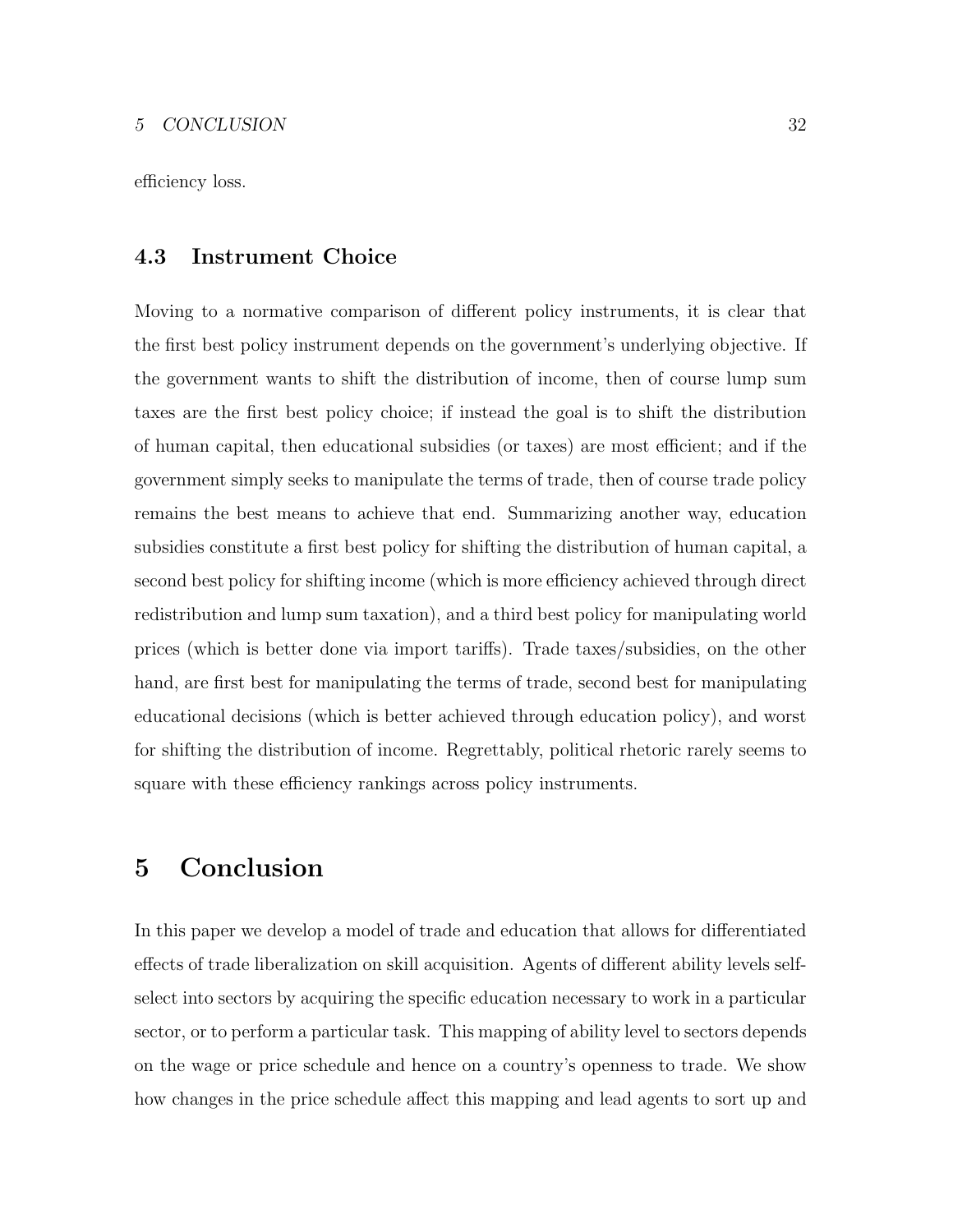efficiency loss.

### 4.3 Instrument Choice

Moving to a normative comparison of different policy instruments, it is clear that the first best policy instrument depends on the government's underlying objective. If the government wants to shift the distribution of income, then of course lump sum taxes are the first best policy choice; if instead the goal is to shift the distribution of human capital, then educational subsidies (or taxes) are most efficient; and if the government simply seeks to manipulate the terms of trade, then of course trade policy remains the best means to achieve that end. Summarizing another way, education subsidies constitute a first best policy for shifting the distribution of human capital, a second best policy for shifting income (which is more efficiency achieved through direct redistribution and lump sum taxation), and a third best policy for manipulating world prices (which is better done via import tariffs). Trade taxes/subsidies, on the other hand, are first best for manipulating the terms of trade, second best for manipulating educational decisions (which is better achieved through education policy), and worst for shifting the distribution of income. Regrettably, political rhetoric rarely seems to square with these efficiency rankings across policy instruments.

## 5 Conclusion

In this paper we develop a model of trade and education that allows for differentiated effects of trade liberalization on skill acquisition. Agents of different ability levels self-select into sectors by acquiring the specific education necessary to work in a particular sector, or to perform a particular task. This mapping of ability level to sectors depends on the wage or price schedule and hence on a country's openness to trade. We show how changes in the price schedule affect this mapping and lead agents to sort up and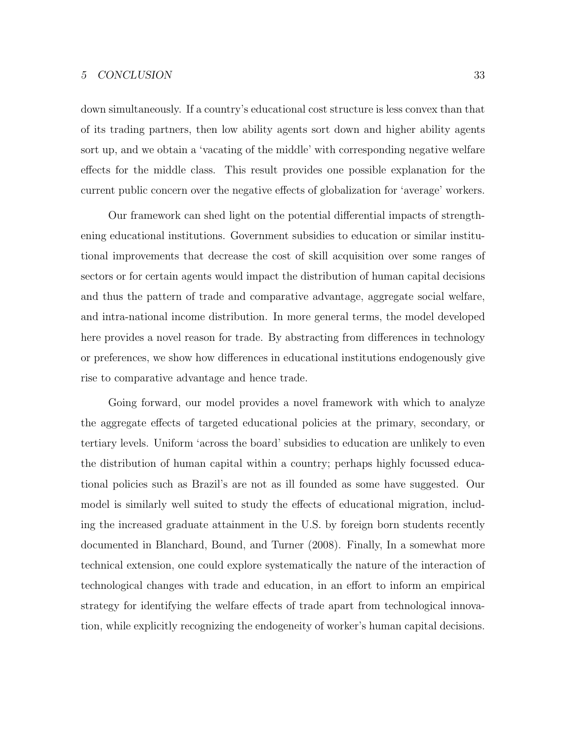down simultaneously. If a country's educational cost structure is less convex than that of its trading partners, then low ability agents sort down and higher ability agents sort up, and we obtain a 'vacating of the middle' with corresponding negative welfare effects for the middle class. This result provides one possible explanation for the current public concern over the negative effects of globalization for 'average' workers.

Our framework can shed light on the potential differential impacts of strengthening educational institutions. Government subsidies to education or similar institutional improvements that decrease the cost of skill acquisition over some ranges of sectors or for certain agents would impact the distribution of human capital decisions and thus the pattern of trade and comparative advantage, aggregate social welfare, and intra-national income distribution. In more general terms, the model developed here provides a novel reason for trade. By abstracting from differences in technology or preferences, we show how differences in educational institutions endogenously give rise to comparative advantage and hence trade.

Going forward, our model provides a novel framework with which to analyze the aggregate effects of targeted educational policies at the primary, secondary, or tertiary levels. Uniform 'across the board' subsidies to education are unlikely to even the distribution of human capital within a country; perhaps highly focussed educational policies such as Brazil's are not as ill founded as some have suggested. Our model is similarly well suited to study the effects of educational migration, including the increased graduate attainment in the U.S. by foreign born students recently documented in Blanchard, Bound, and Turner (2008). Finally, In a somewhat more technical extension, one could explore systematically the nature of the interaction of technological changes with trade and education, in an effort to inform an empirical strategy for identifying the welfare effects of trade apart from technological innovation, while explicitly recognizing the endogeneity of worker's human capital decisions.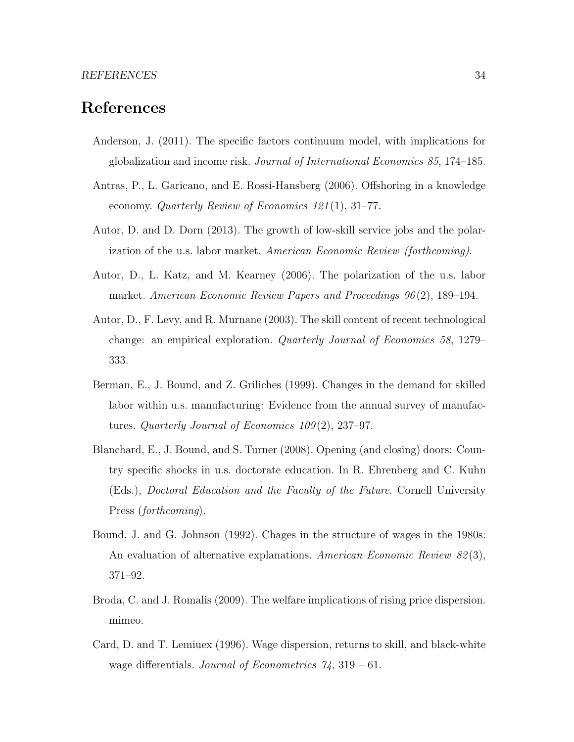# References

Anderson, J. (2011). The specific factors continuum model, with implications for globalization and income risk. *Journal of International Economics 85*, 174–185.

Antras, P., L. Garicano, and E. Rossi-Hansberg (2006). Offshoring in a knowledge economy. *Quarterly Review of Economics 121*(1), 31–77.

Autor, D. and D. Dorn (2013). The growth of low-skill service jobs and the polarization of the u.s. labor market. *American Economic Review (forthcoming)*.

Autor, D., L. Katz, and M. Kearney (2006). The polarization of the u.s. labor market. *American Economic Review Papers and Proceedings 96*(2), 189–194.

Autor, D., F. Levy, and R. Murnane (2003). The skill content of recent technological change: an empirical exploration. *Quarterly Journal of Economics 58*, 1279–333.

Berman, E., J. Bound, and Z. Griliches (1999). Changes in the demand for skilled labor within u.s. manufacturing: Evidence from the annual survey of manufactures. *Quarterly Journal of Economics 109*(2), 237–97.

Blanchard, E., J. Bound, and S. Turner (2008). Opening (and closing) doors: Country specific shocks in u.s. doctorate education. In R. Ehrenberg and C. Kuhn (Eds.), *Doctoral Education and the Faculty of the Future*. Cornell University Press (*forthcoming*).

Bound, J. and G. Johnson (1992). Chages in the structure of wages in the 1980s: An evaluation of alternative explanations. *American Economic Review 82*(3), 371–92.

Broda, C. and J. Romalis (2009). The welfare implications of rising price dispersion. mimeo.

Card, D. and T. Lemiuex (1996). Wage dispersion, returns to skill, and black-white wage differentials. *Journal of Econometrics 74*, 319 – 61.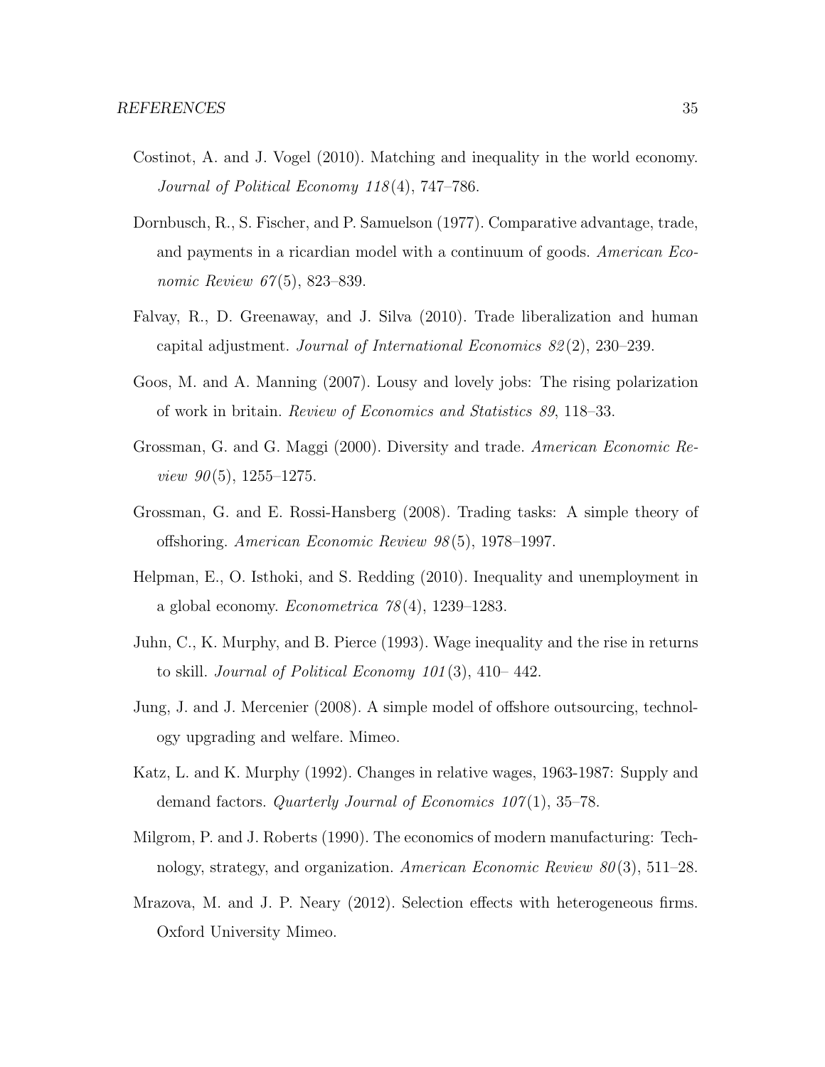Costinot, A. and J. Vogel (2010). Matching and inequality in the world economy. *Journal of Political Economy 118*(4), 747–786.

Dornbusch, R., S. Fischer, and P. Samuelson (1977). Comparative advantage, trade, and payments in a ricardian model with a continuum of goods. *American Economic Review 67*(5), 823–839.

Falvay, R., D. Greenaway, and J. Silva (2010). Trade liberalization and human capital adjustment. *Journal of International Economics 82*(2), 230–239.

Goos, M. and A. Manning (2007). Lousy and lovely jobs: The rising polarization of work in britain. *Review of Economics and Statistics 89*, 118–33.

Grossman, G. and G. Maggi (2000). Diversity and trade. *American Economic Review 90*(5), 1255–1275.

Grossman, G. and E. Rossi-Hansberg (2008). Trading tasks: A simple theory of offshoring. *American Economic Review 98*(5), 1978–1997.

Helpman, E., O. Isthoki, and S. Redding (2010). Inequality and unemployment in a global economy. *Econometrica 78*(4), 1239–1283.

Juhn, C., K. Murphy, and B. Pierce (1993). Wage inequality and the rise in returns to skill. *Journal of Political Economy 101*(3), 410– 442.

Jung, J. and J. Mercenier (2008). A simple model of offshore outsourcing, technology upgrading and welfare. Mimeo.

Katz, L. and K. Murphy (1992). Changes in relative wages, 1963-1987: Supply and demand factors. *Quarterly Journal of Economics 107*(1), 35–78.

Milgrom, P. and J. Roberts (1990). The economics of modern manufacturing: Technology, strategy, and organization. *American Economic Review 80*(3), 511–28.

Mrazova, M. and J. P. Neary (2012). Selection effects with heterogeneous firms. Oxford University Mimeo.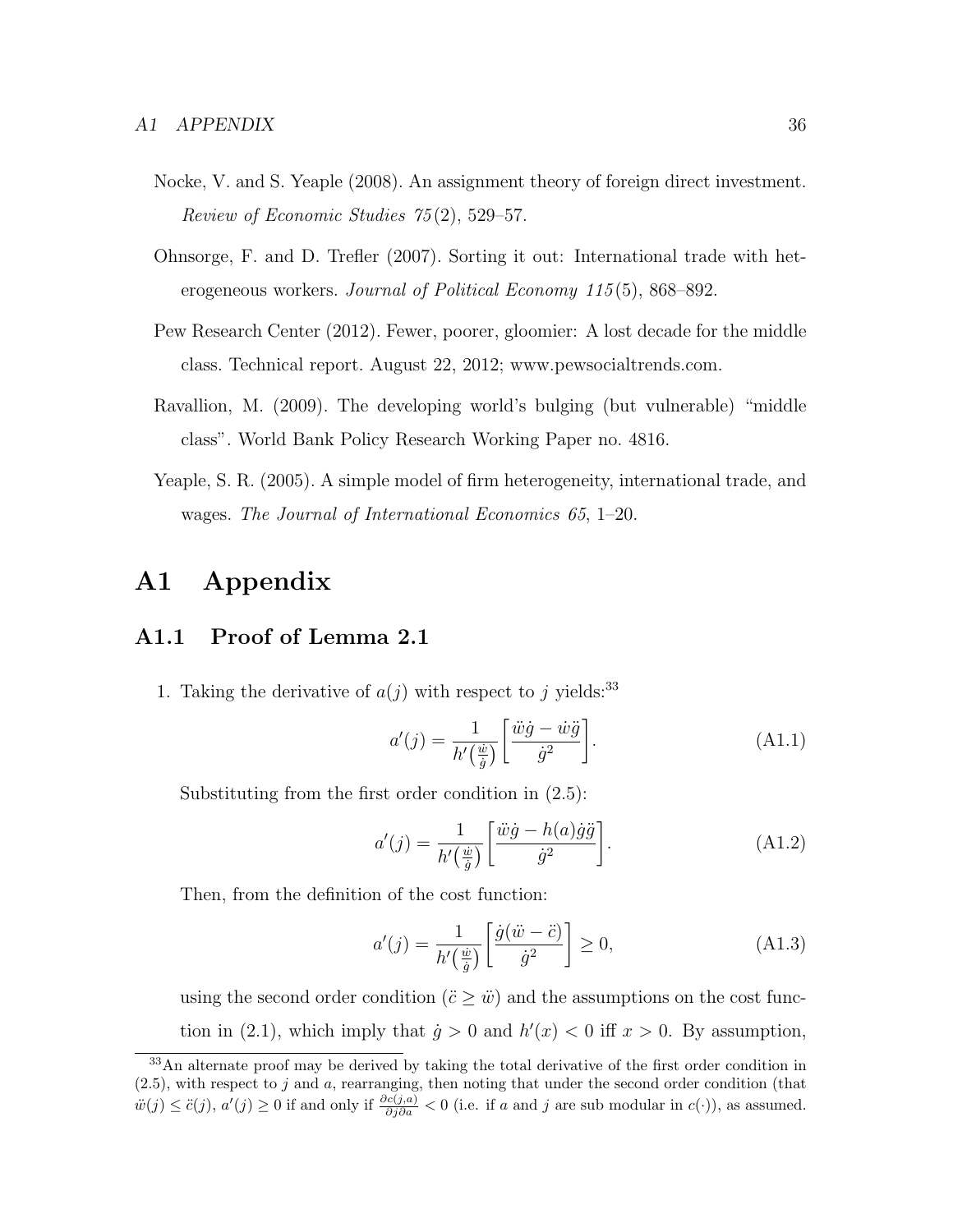Nocke, V. and S. Yeaple (2008). An assignment theory of foreign direct investment. *Review of Economic Studies 75*(2), 529–57.

Ohnsorge, F. and D. Trefler (2007). Sorting it out: International trade with heterogeneous workers. *Journal of Political Economy 115*(5), 868–892.

Pew Research Center (2012). Fewer, poorer, gloomier: A lost decade for the middle class. Technical report. August 22, 2012; www.pewsocialtrends.com.

Ravallion, M. (2009). The developing world's bulging (but vulnerable) "middle class". World Bank Policy Research Working Paper no. 4816.

Yeaple, S. R. (2005). A simple model of firm heterogeneity, international trade, and wages. *The Journal of International Economics 65*, 1–20.

# A1 Appendix

## A1.1 Proof of Lemma 2.1

1. Taking the derivative of $a(j)$ with respect to $j$ yields:[33]

$$a'(j) = \frac{1}{h'\left(\frac{\dot{w}}{\dot{g}}\right)} \left[ \frac{\ddot{w}\dot{g} - \dot{w}\ddot{g}}{\dot{g}^2} \right]. \tag{A1.1}$$

Substituting from the first order condition in (2.5):

$$a'(j) = \frac{1}{h'\left(\frac{\dot{w}}{\dot{g}}\right)} \left[ \frac{\ddot{w}\dot{g} - h(a)\dot{g}\ddot{g}}{\dot{g}^2} \right]. \tag{A1.2}$$

Then, from the definition of the cost function:

$$a'(j) = \frac{1}{h'\left(\frac{\dot{w}}{\dot{g}}\right)} \left[ \frac{\dot{g}(\ddot{w} - \ddot{c})}{\dot{g}^2} \right] \geq 0, \tag{A1.3}$$

using the second order condition ($\ddot{c} \geq \ddot{w}$) and the assumptions on the cost function in (2.1), which imply that $\dot{g} > 0$ and $h'(x) < 0$ iff $x > 0$. By assumption,

[33] An alternate proof may be derived by taking the total derivative of the first order condition in (2.5), with respect to $j$ and $a$, rearranging, then noting that under the second order condition (that $\ddot{w}(j) \leq \ddot{c}(j)$, $a'(j) \geq 0$ if and only if $\frac{\partial c(j,a)}{\partial j \partial a} < 0$ (i.e. if $a$ and $j$ are sub modular in $c(\cdot)$), as assumed.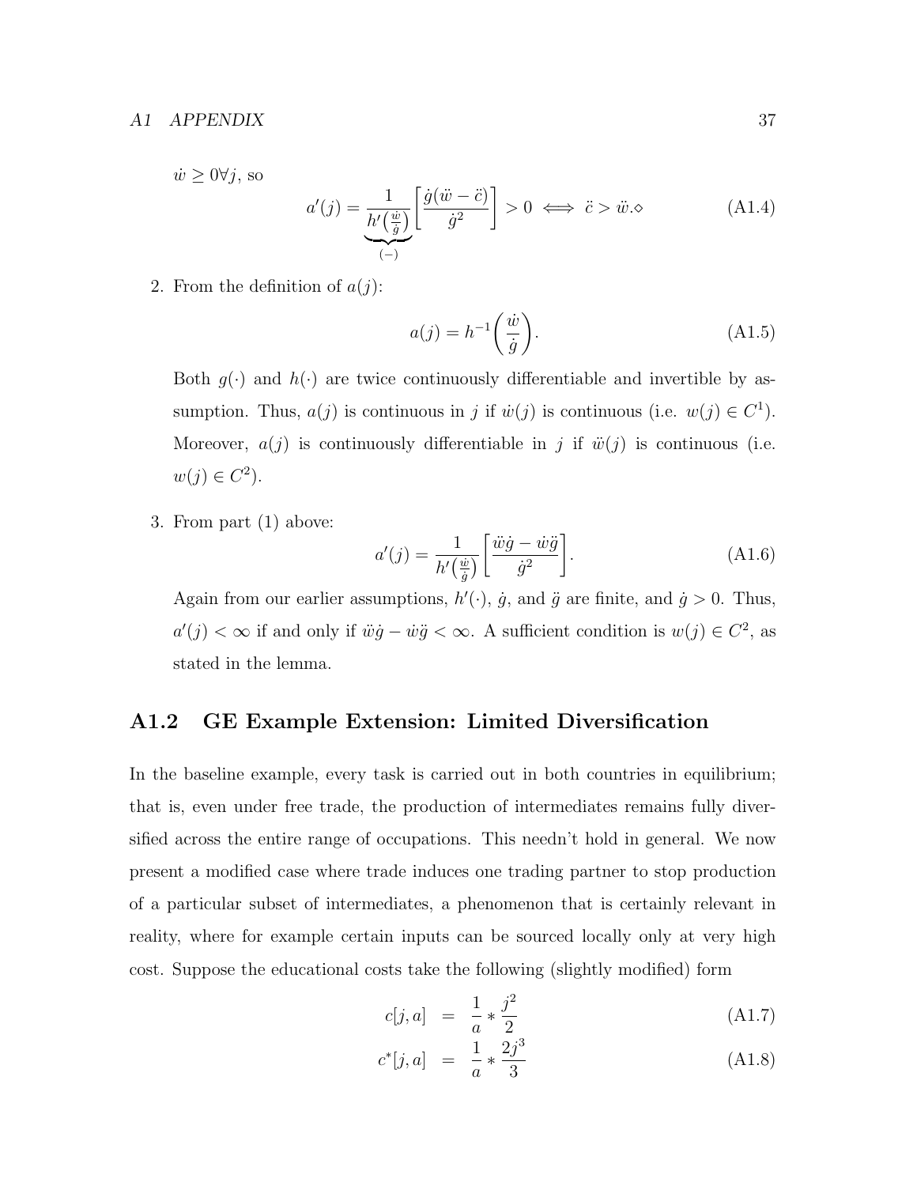$\dot{w} \geq 0 \forall j$, so

$$a'(j) = \underbrace{\frac{1}{h'\left(\frac{\dot{w}}{\dot{g}}\right)}}_{(-)} \left[ \frac{\dot{g}(\ddot{w} - \ddot{c})}{\dot{g}^2} \right] > 0 \iff \ddot{c} > \ddot{w}. \diamond \tag{A1.4}$$

2. From the definition of $a(j)$:

$$a(j) = h^{-1}\left(\frac{\dot{w}}{\dot{g}}\right). \tag{A1.5}$$

Both $g(\cdot)$ and $h(\cdot)$ are twice continuously differentiable and invertible by assumption. Thus, $a(j)$ is continuous in $j$ if $\dot{w}(j)$ is continuous (i.e. $w(j) \in C^1$). Moreover, $a(j)$ is continuously differentiable in $j$ if $\ddot{w}(j)$ is continuous (i.e. $w(j) \in C^2$).

3. From part (1) above:

$$a'(j) = \frac{1}{h'\left(\frac{\dot{w}}{\dot{g}}\right)} \left[ \frac{\ddot{w}\dot{g} - \dot{w}\ddot{g}}{\dot{g}^2} \right]. \tag{A1.6}$$

Again from our earlier assumptions, $h'(\cdot)$, $\dot{g}$, and $\ddot{g}$ are finite, and $\dot{g} > 0$. Thus, $a'(j) < \infty$ if and only if $\ddot{w}\dot{g} - \dot{w}\ddot{g} < \infty$. A sufficient condition is $w(j) \in C^2$, as stated in the lemma.

## A1.2 GE Example Extension: Limited Diversification

In the baseline example, every task is carried out in both countries in equilibrium; that is, even under free trade, the production of intermediates remains fully diversified across the entire range of occupations. This needn't hold in general. We now present a modified case where trade induces one trading partner to stop production of a particular subset of intermediates, a phenomenon that is certainly relevant in reality, where for example certain inputs can be sourced locally only at very high cost. Suppose the educational costs take the following (slightly modified) form

$$c[j, a] = \frac{1}{a} * \frac{j^2}{2} \tag{A1.7}$$

$$c^*[j, a] = \frac{1}{a} * \frac{2j^3}{3} \tag{A1.8}$$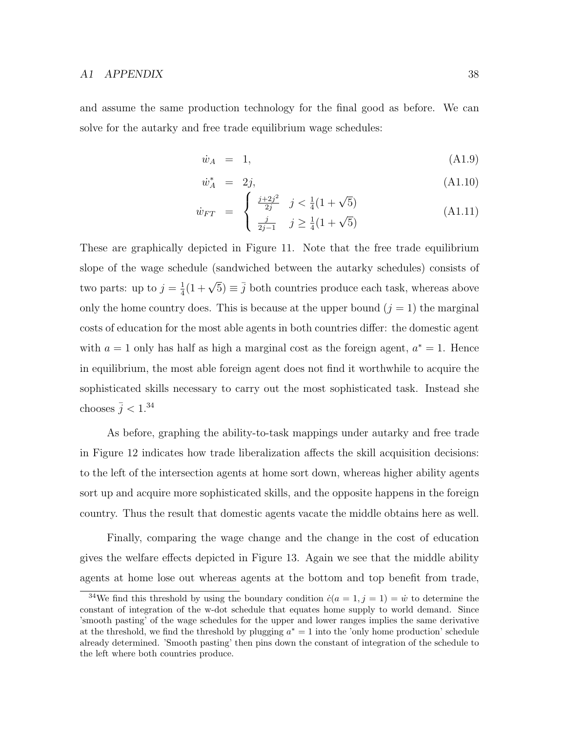and assume the same production technology for the final good as before. We can solve for the autarky and free trade equilibrium wage schedules:

$$\dot{w}_A = 1, \tag{A1.9}$$

$$\dot{w}_A^* = 2j, \tag{A1.10}$$

$$\dot{w}_{FT} = \begin{cases} \frac{j+2j^2}{2j} & j < \frac{1}{4}(1+\sqrt{5}) \\ \frac{j}{2j-1} & j \geq \frac{1}{4}(1+\sqrt{5}) \end{cases} \tag{A1.11}$$

These are graphically depicted in Figure 11. Note that the free trade equilibrium slope of the wage schedule (sandwiched between the autarky schedules) consists of two parts: up to $j = \frac{1}{4}(1+\sqrt{5}) \equiv \bar{j}$ both countries produce each task, whereas above only the home country does. This is because at the upper bound ($j = 1$) the marginal costs of education for the most able agents in both countries differ: the domestic agent with $a = 1$ only has half as high a marginal cost as the foreign agent, $a^* = 1$. Hence in equilibrium, the most able foreign agent does not find it worthwhile to acquire the sophisticated skills necessary to carry out the most sophisticated task. Instead she chooses $\bar{j} < 1$.[34]

As before, graphing the ability-to-task mappings under autarky and free trade in Figure 12 indicates how trade liberalization affects the skill acquisition decisions: to the left of the intersection agents at home sort down, whereas higher ability agents sort up and acquire more sophisticated skills, and the opposite happens in the foreign country. Thus the result that domestic agents vacate the middle obtains here as well.

Finally, comparing the wage change and the change in the cost of education gives the welfare effects depicted in Figure 13. Again we see that the middle ability agents at home lose out whereas agents at the bottom and top benefit from trade,

[34] We find this threshold by using the boundary condition $\dot{c}(a = 1, j = 1) = \dot{w}$ to determine the constant of integration of the w-dot schedule that equates home supply to world demand. Since 'smooth pasting' of the wage schedules for the upper and lower ranges implies the same derivative at the threshold, we find the threshold by plugging $a^* = 1$ into the 'only home production' schedule already determined. 'Smooth pasting' then pins down the constant of integration of the schedule to the left where both countries produce.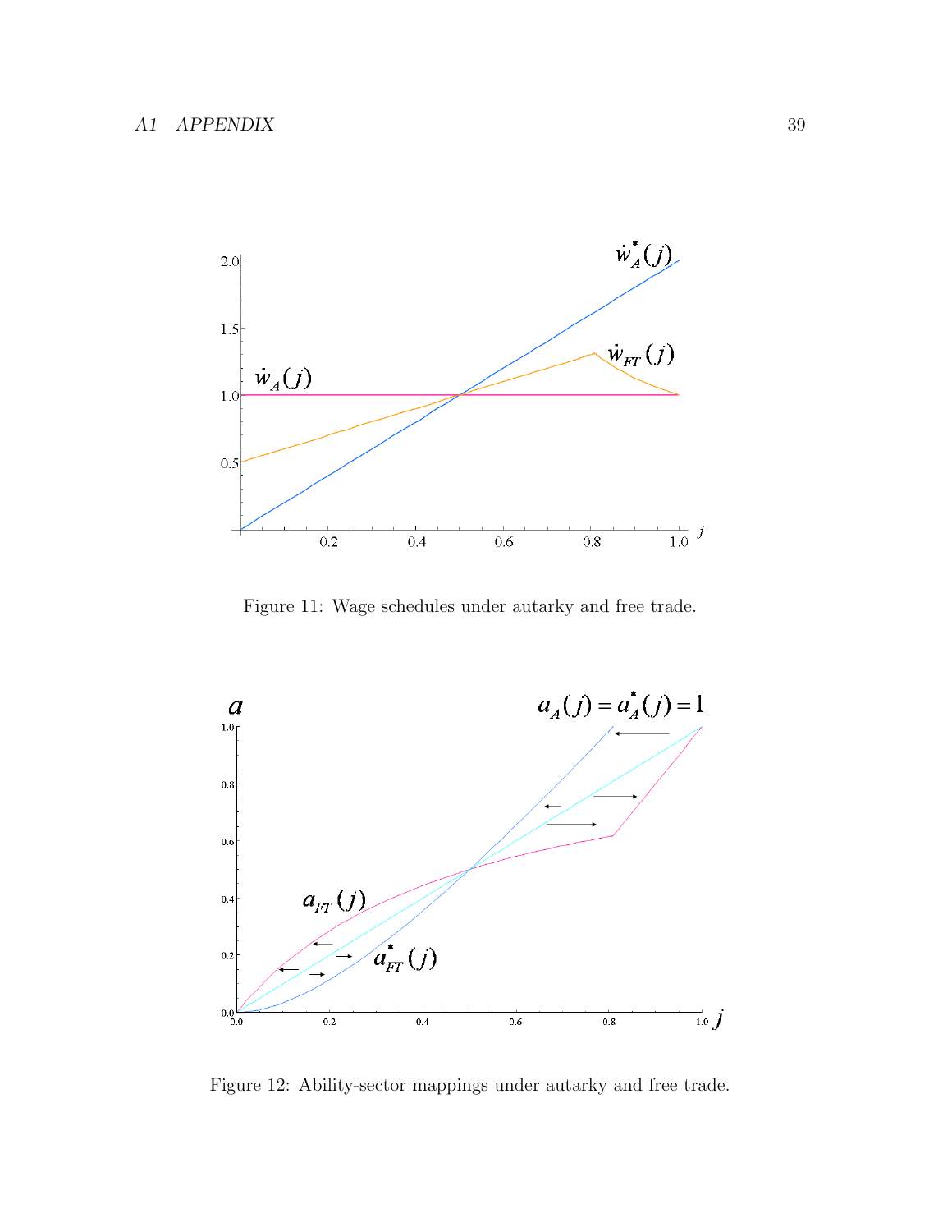Figure 11: Wage schedules under autarky and free trade.

Figure 12: Ability-sector mappings under autarky and free trade.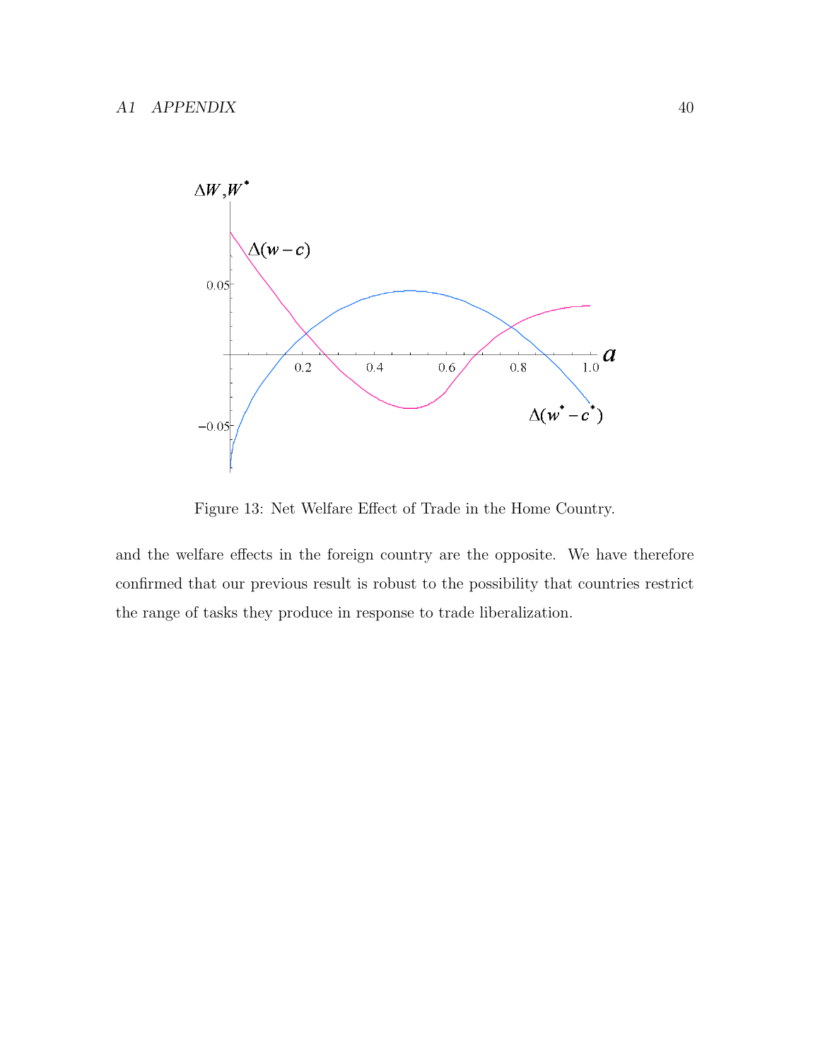$\Delta W, W^*$

$\Delta(w-c)$

0.05

−0.05

0.2 0.4 0.6 0.8 1.0

$a$

$\Delta(w^* - c^*)$

Figure 13: Net Welfare Effect of Trade in the Home Country.

and the welfare effects in the foreign country are the opposite. We have therefore confirmed that our previous result is robust to the possibility that countries restrict the range of tasks they produce in response to trade liberalization.